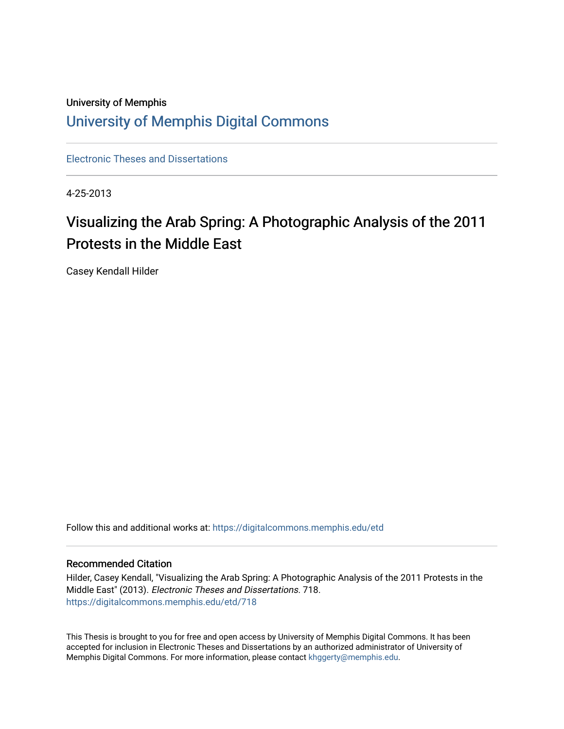University of Memphis

# University of Memphis Digital Commons

Electronic Theses and Dissertations

4-25-2013

## Visualizing the Arab Spring: A Photographic Analysis of the 2011 Protests in the Middle East

Casey Kendall Hilder

Follow this and additional works at: https://digitalcommons.memphis.edu/etd

### Recommended Citation

Hilder, Casey Kendall, "Visualizing the Arab Spring: A Photographic Analysis of the 2011 Protests in the Middle East" (2013). *Electronic Theses and Dissertations*. 718.
https://digitalcommons.memphis.edu/etd/718

This Thesis is brought to you for free and open access by University of Memphis Digital Commons. It has been accepted for inclusion in Electronic Theses and Dissertations by an authorized administrator of University of Memphis Digital Commons. For more information, please contact khggerty@memphis.edu.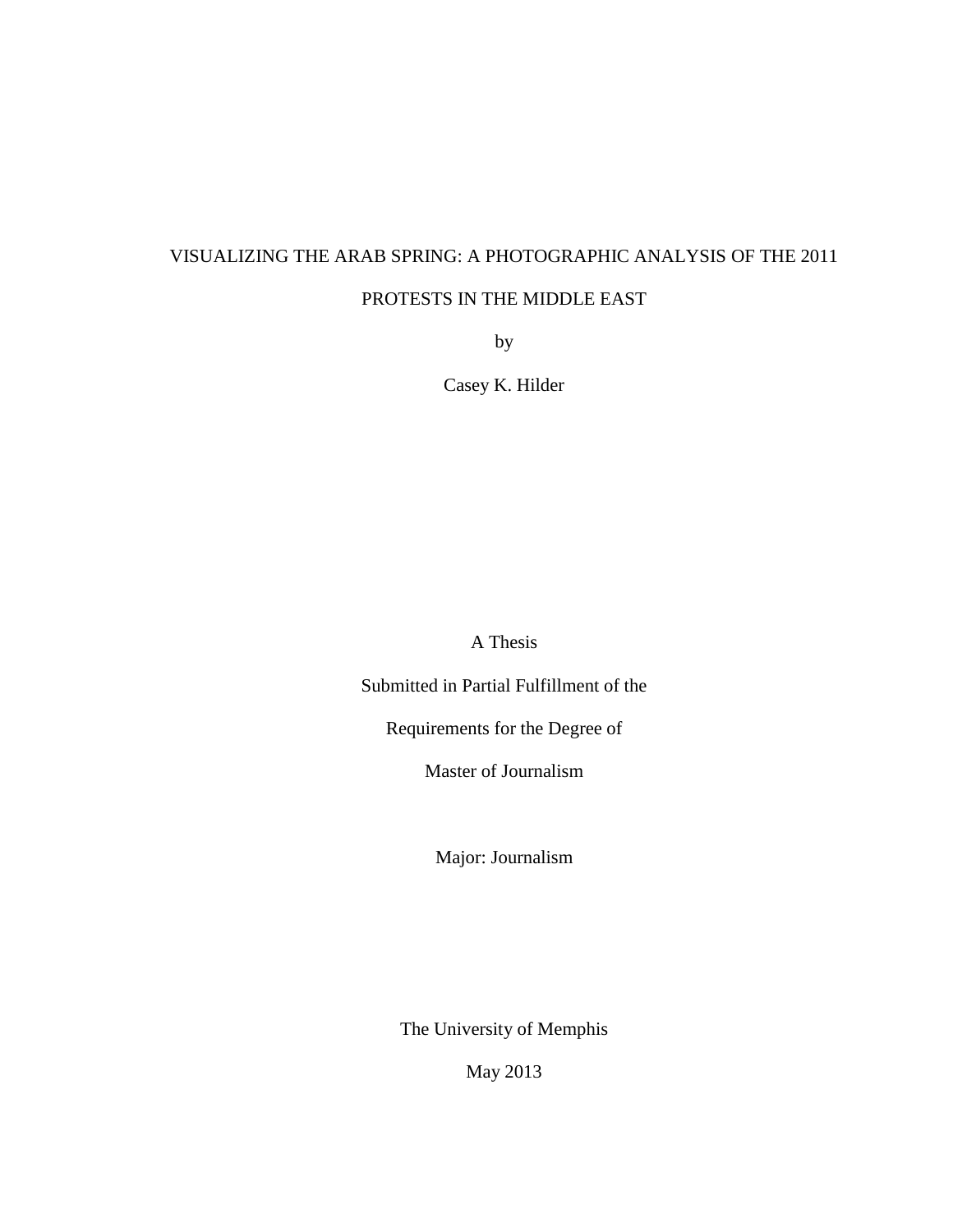# VISUALIZING THE ARAB SPRING: A PHOTOGRAPHIC ANALYSIS OF THE 2011 PROTESTS IN THE MIDDLE EAST

by

Casey K. Hilder

A Thesis

Submitted in Partial Fulfillment of the

Requirements for the Degree of

Master of Journalism

Major: Journalism

The University of Memphis

May 2013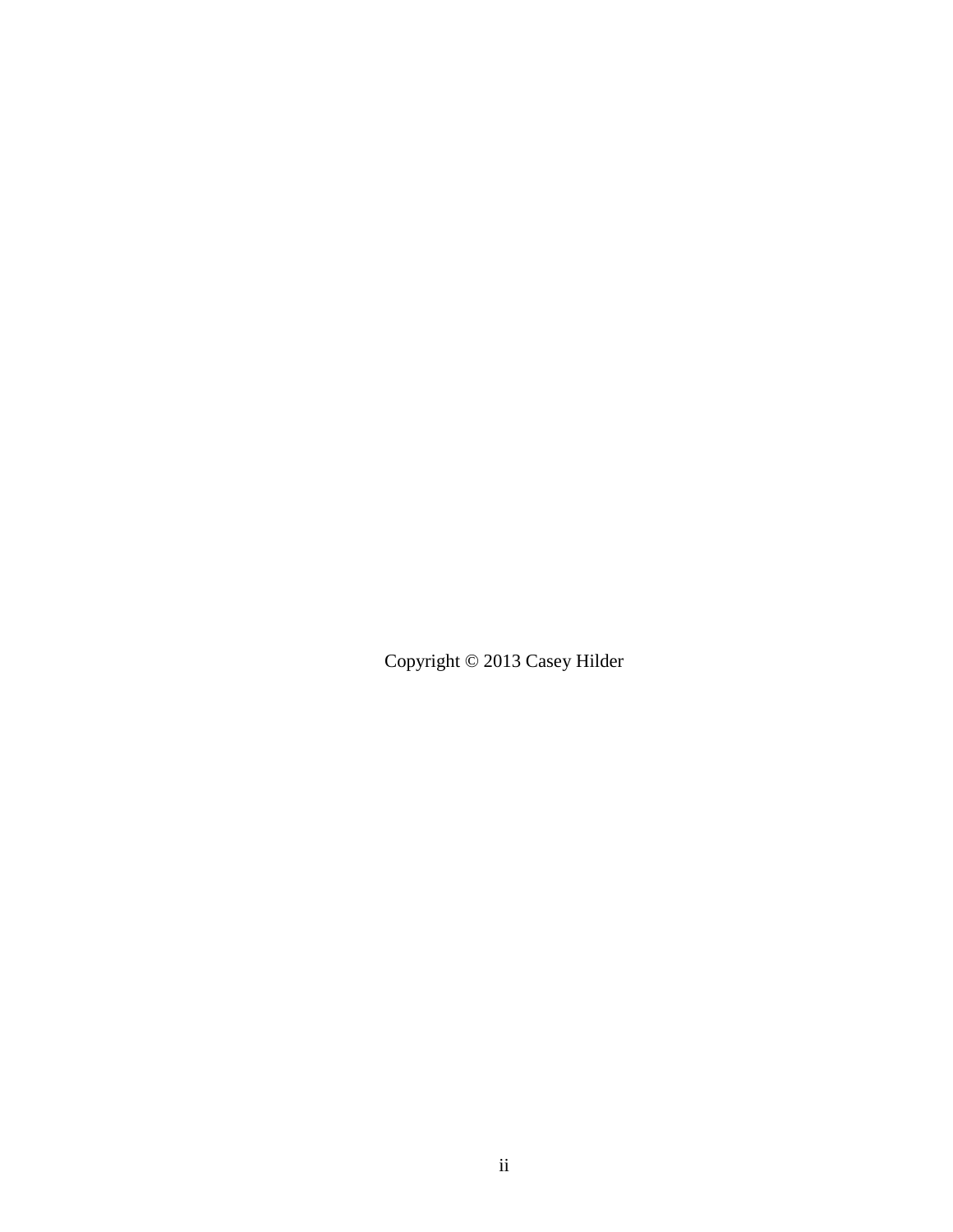Copyright © 2013 Casey Hilder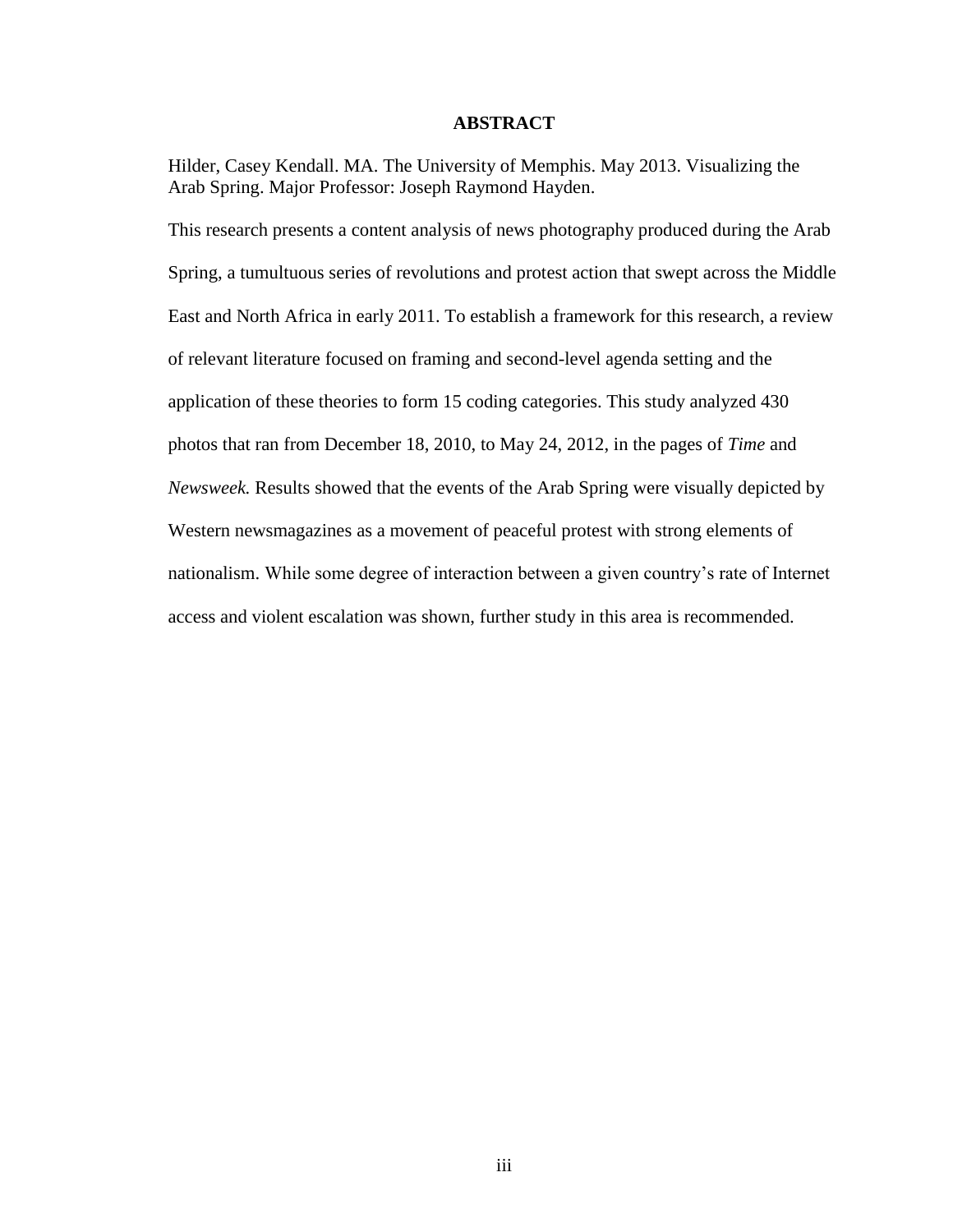# ABSTRACT

Hilder, Casey Kendall. MA. The University of Memphis. May 2013. Visualizing the Arab Spring. Major Professor: Joseph Raymond Hayden.

This research presents a content analysis of news photography produced during the Arab Spring, a tumultuous series of revolutions and protest action that swept across the Middle East and North Africa in early 2011. To establish a framework for this research, a review of relevant literature focused on framing and second-level agenda setting and the application of these theories to form 15 coding categories. This study analyzed 430 photos that ran from December 18, 2010, to May 24, 2012, in the pages of *Time* and *Newsweek.* Results showed that the events of the Arab Spring were visually depicted by Western newsmagazines as a movement of peaceful protest with strong elements of nationalism. While some degree of interaction between a given country's rate of Internet access and violent escalation was shown, further study in this area is recommended.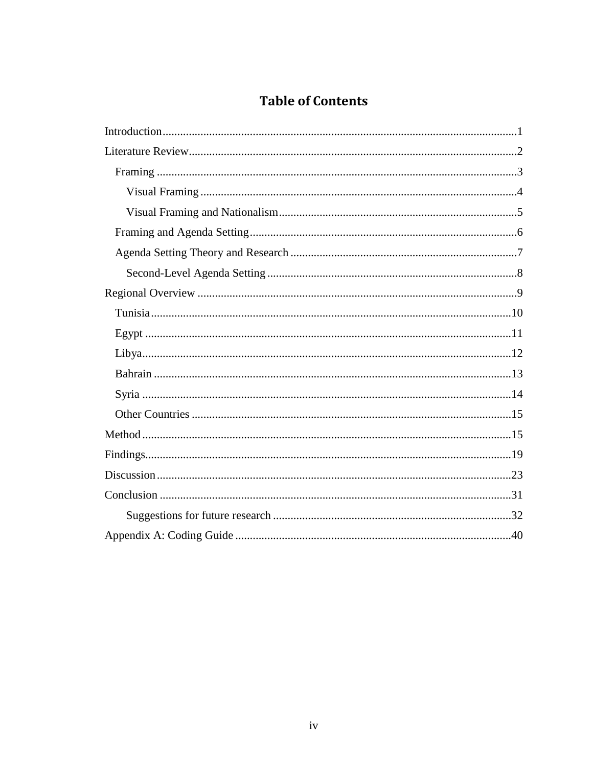# Table of Contents

Introduction ........................................................................................................................1

Literature Review ...............................................................................................................2

- Framing ..........................................................................................................................3
  - Visual Framing ...........................................................................................................4
  - Visual Framing and Nationalism .................................................................................5
- Framing and Agenda Setting ...........................................................................................6
- Agenda Setting Theory and Research .............................................................................7
  - Second-Level Agenda Setting .....................................................................................8

Regional Overview ............................................................................................................9

- Tunisia ...........................................................................................................................10
- Egypt .............................................................................................................................11
- Libya ..............................................................................................................................12
- Bahrain ..........................................................................................................................13
- Syria ..............................................................................................................................14
- Other Countries .............................................................................................................15

Method ..............................................................................................................................15

Findings .............................................................................................................................19

Discussion .........................................................................................................................23

Conclusion ........................................................................................................................31

- Suggestions for future research .................................................................................32

Appendix A: Coding Guide .............................................................................................40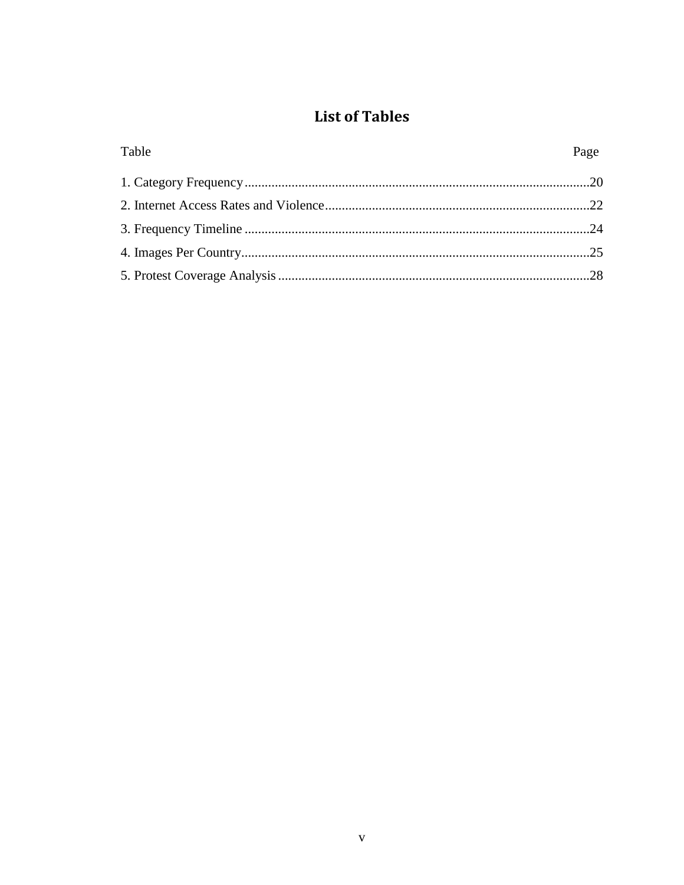# List of Tables

| Table | Page |
|---|---|
| 1. Category Frequency | 20 |
| 2. Internet Access Rates and Violence | 22 |
| 3. Frequency Timeline | 24 |
| 4. Images Per Country | 25 |
| 5. Protest Coverage Analysis | 28 |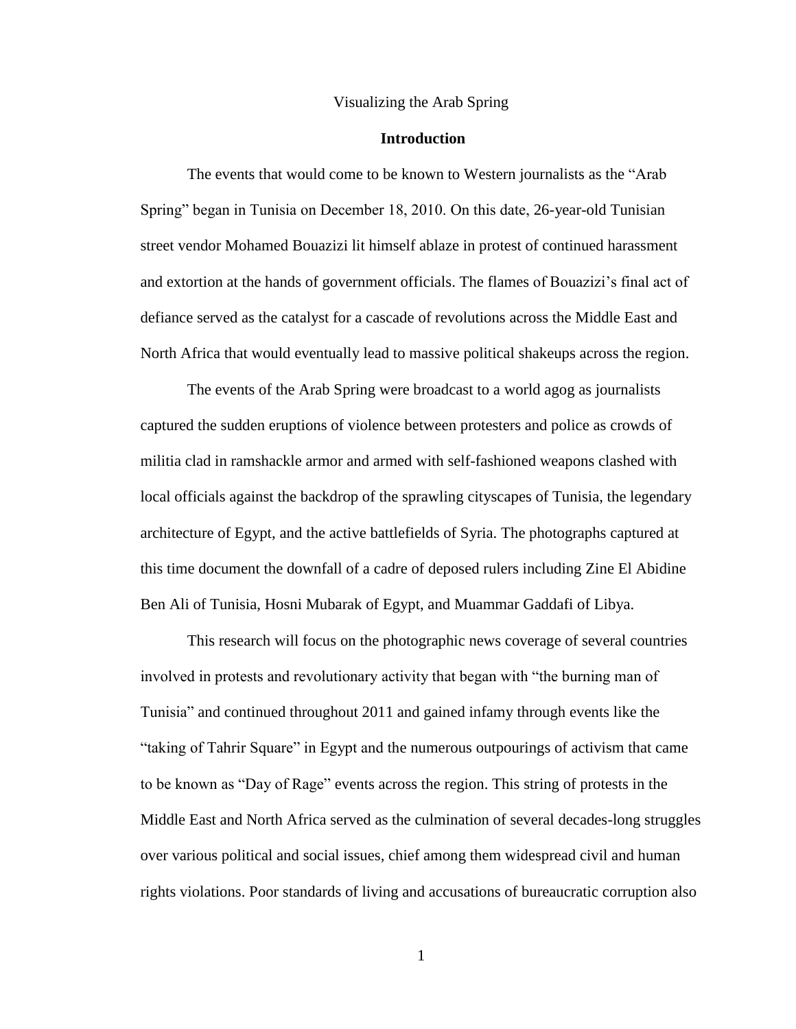Visualizing the Arab Spring

## Introduction

The events that would come to be known to Western journalists as the "Arab Spring" began in Tunisia on December 18, 2010. On this date, 26-year-old Tunisian street vendor Mohamed Bouazizi lit himself ablaze in protest of continued harassment and extortion at the hands of government officials. The flames of Bouazizi's final act of defiance served as the catalyst for a cascade of revolutions across the Middle East and North Africa that would eventually lead to massive political shakeups across the region.

The events of the Arab Spring were broadcast to a world agog as journalists captured the sudden eruptions of violence between protesters and police as crowds of militia clad in ramshackle armor and armed with self-fashioned weapons clashed with local officials against the backdrop of the sprawling cityscapes of Tunisia, the legendary architecture of Egypt, and the active battlefields of Syria. The photographs captured at this time document the downfall of a cadre of deposed rulers including Zine El Abidine Ben Ali of Tunisia, Hosni Mubarak of Egypt, and Muammar Gaddafi of Libya.

This research will focus on the photographic news coverage of several countries involved in protests and revolutionary activity that began with "the burning man of Tunisia" and continued throughout 2011 and gained infamy through events like the "taking of Tahrir Square" in Egypt and the numerous outpourings of activism that came to be known as "Day of Rage" events across the region. This string of protests in the Middle East and North Africa served as the culmination of several decades-long struggles over various political and social issues, chief among them widespread civil and human rights violations. Poor standards of living and accusations of bureaucratic corruption also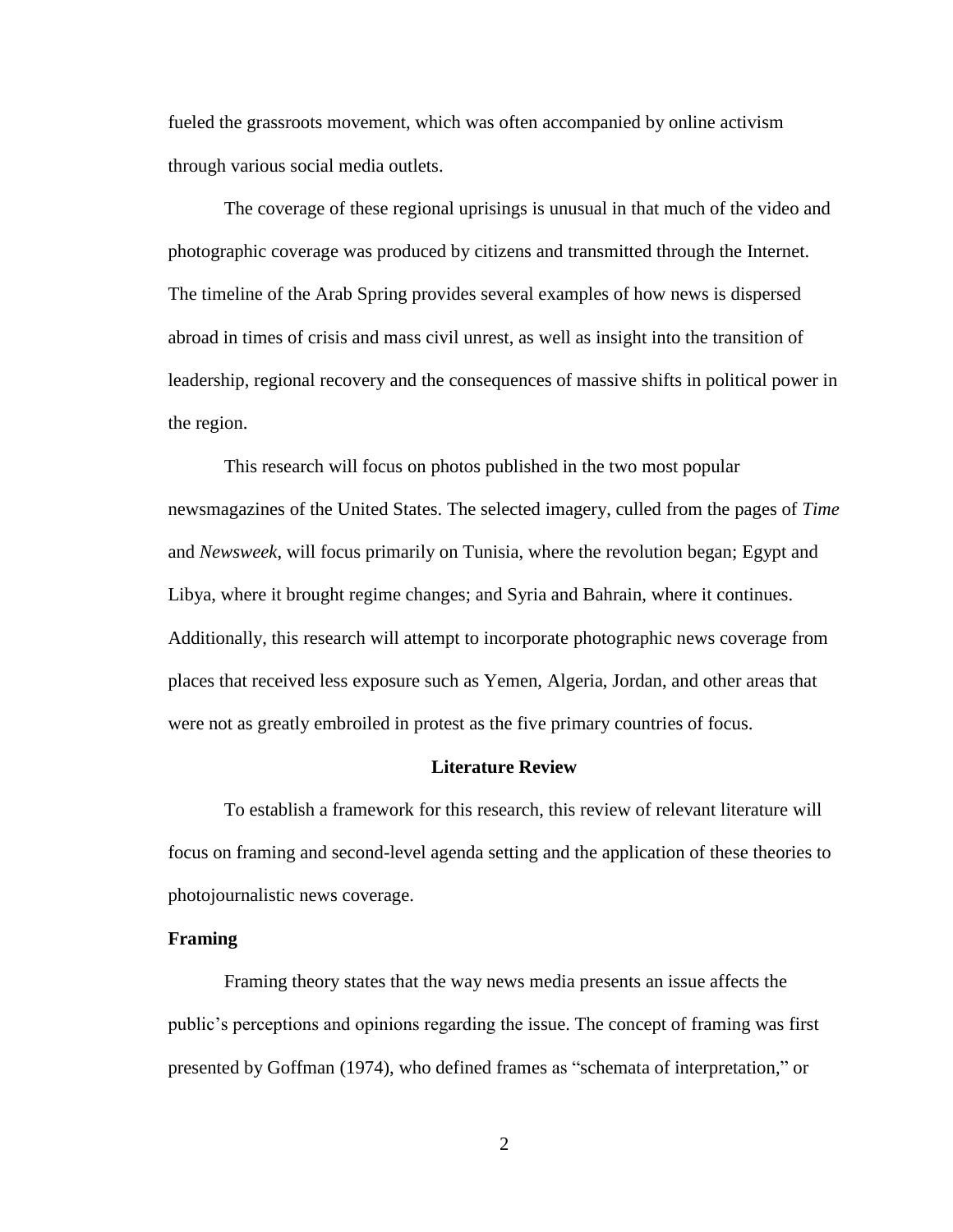fueled the grassroots movement, which was often accompanied by online activism through various social media outlets.

The coverage of these regional uprisings is unusual in that much of the video and photographic coverage was produced by citizens and transmitted through the Internet. The timeline of the Arab Spring provides several examples of how news is dispersed abroad in times of crisis and mass civil unrest, as well as insight into the transition of leadership, regional recovery and the consequences of massive shifts in political power in the region.

This research will focus on photos published in the two most popular newsmagazines of the United States. The selected imagery, culled from the pages of *Time* and *Newsweek*, will focus primarily on Tunisia, where the revolution began; Egypt and Libya, where it brought regime changes; and Syria and Bahrain, where it continues. Additionally, this research will attempt to incorporate photographic news coverage from places that received less exposure such as Yemen, Algeria, Jordan, and other areas that were not as greatly embroiled in protest as the five primary countries of focus.

## Literature Review

To establish a framework for this research, this review of relevant literature will focus on framing and second-level agenda setting and the application of these theories to photojournalistic news coverage.

### Framing

Framing theory states that the way news media presents an issue affects the public's perceptions and opinions regarding the issue. The concept of framing was first presented by Goffman (1974), who defined frames as "schemata of interpretation," or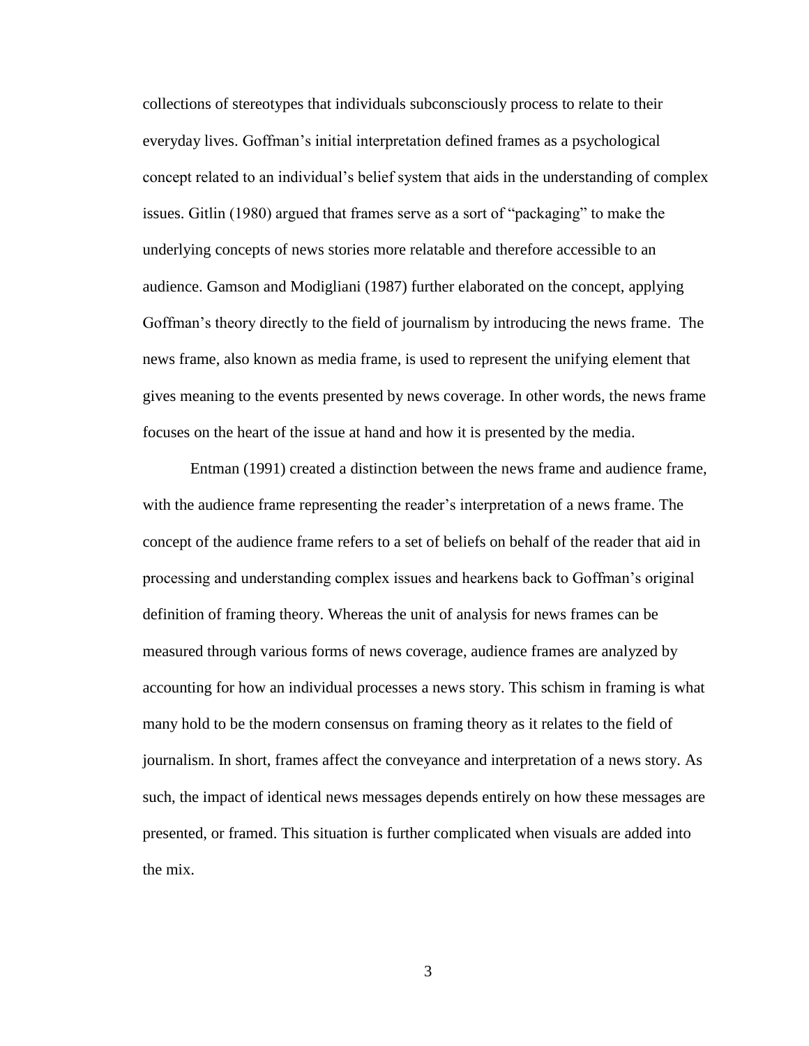collections of stereotypes that individuals subconsciously process to relate to their everyday lives. Goffman's initial interpretation defined frames as a psychological concept related to an individual's belief system that aids in the understanding of complex issues. Gitlin (1980) argued that frames serve as a sort of "packaging" to make the underlying concepts of news stories more relatable and therefore accessible to an audience. Gamson and Modigliani (1987) further elaborated on the concept, applying Goffman's theory directly to the field of journalism by introducing the news frame. The news frame, also known as media frame, is used to represent the unifying element that gives meaning to the events presented by news coverage. In other words, the news frame focuses on the heart of the issue at hand and how it is presented by the media.

Entman (1991) created a distinction between the news frame and audience frame, with the audience frame representing the reader's interpretation of a news frame. The concept of the audience frame refers to a set of beliefs on behalf of the reader that aid in processing and understanding complex issues and hearkens back to Goffman's original definition of framing theory. Whereas the unit of analysis for news frames can be measured through various forms of news coverage, audience frames are analyzed by accounting for how an individual processes a news story. This schism in framing is what many hold to be the modern consensus on framing theory as it relates to the field of journalism. In short, frames affect the conveyance and interpretation of a news story. As such, the impact of identical news messages depends entirely on how these messages are presented, or framed. This situation is further complicated when visuals are added into the mix.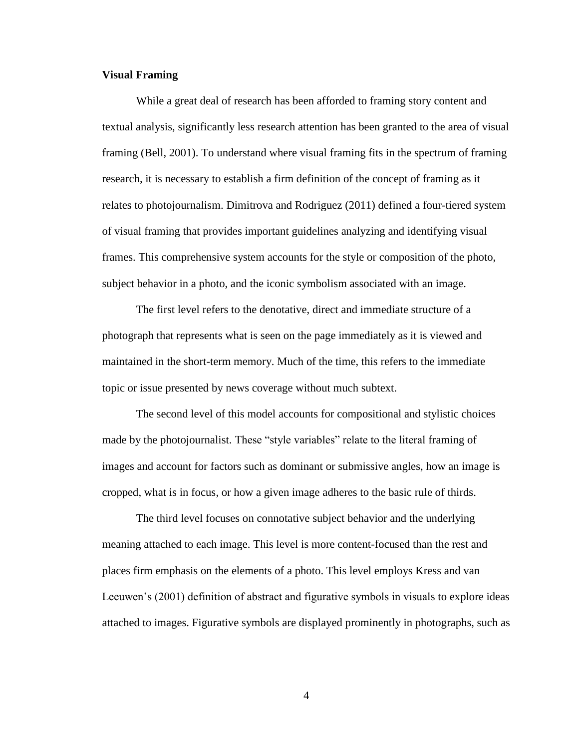**Visual Framing**

While a great deal of research has been afforded to framing story content and textual analysis, significantly less research attention has been granted to the area of visual framing (Bell, 2001). To understand where visual framing fits in the spectrum of framing research, it is necessary to establish a firm definition of the concept of framing as it relates to photojournalism. Dimitrova and Rodriguez (2011) defined a four-tiered system of visual framing that provides important guidelines analyzing and identifying visual frames. This comprehensive system accounts for the style or composition of the photo, subject behavior in a photo, and the iconic symbolism associated with an image.

The first level refers to the denotative, direct and immediate structure of a photograph that represents what is seen on the page immediately as it is viewed and maintained in the short-term memory. Much of the time, this refers to the immediate topic or issue presented by news coverage without much subtext.

The second level of this model accounts for compositional and stylistic choices made by the photojournalist. These "style variables" relate to the literal framing of images and account for factors such as dominant or submissive angles, how an image is cropped, what is in focus, or how a given image adheres to the basic rule of thirds.

The third level focuses on connotative subject behavior and the underlying meaning attached to each image. This level is more content-focused than the rest and places firm emphasis on the elements of a photo. This level employs Kress and van Leeuwen's (2001) definition of abstract and figurative symbols in visuals to explore ideas attached to images. Figurative symbols are displayed prominently in photographs, such as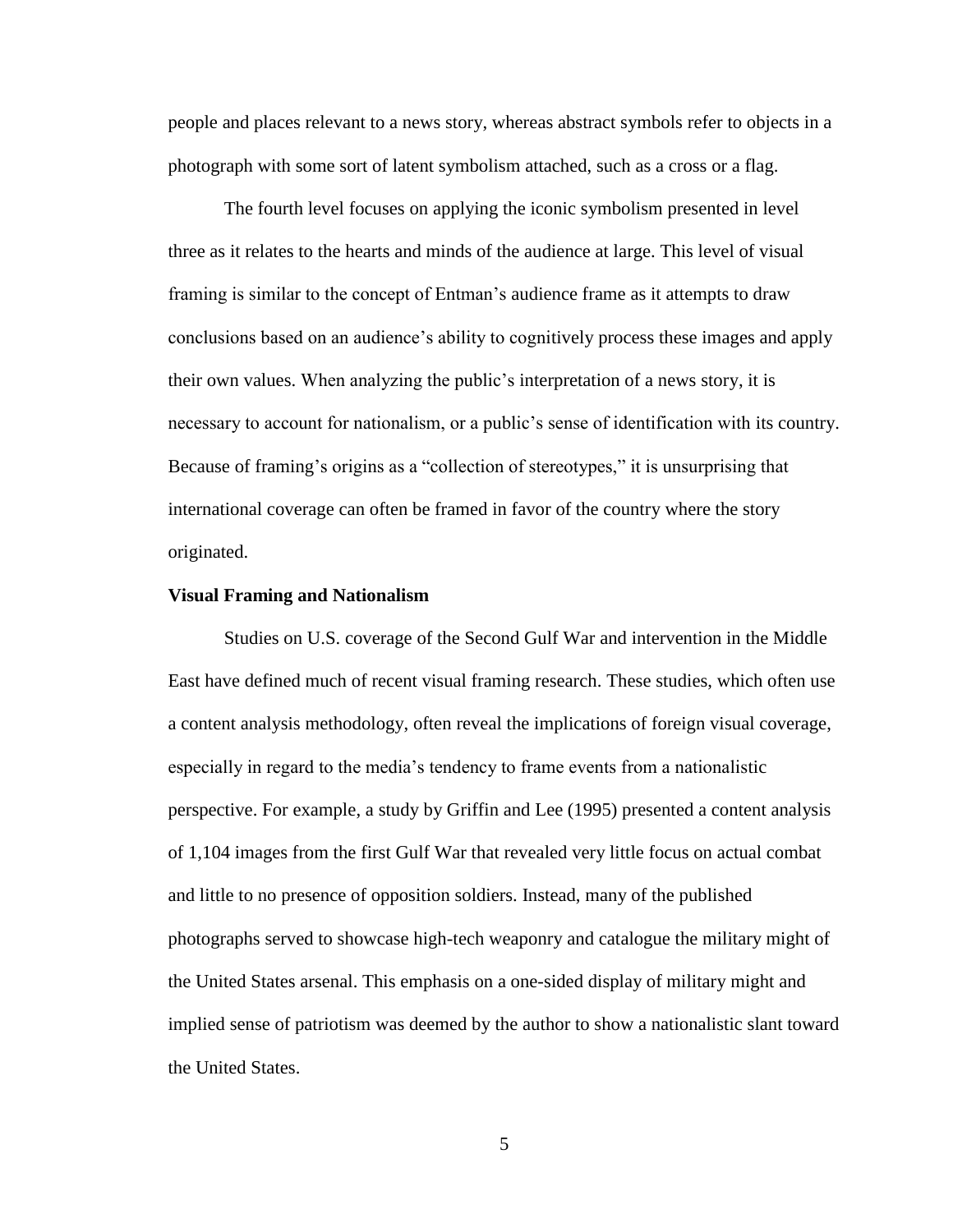people and places relevant to a news story, whereas abstract symbols refer to objects in a photograph with some sort of latent symbolism attached, such as a cross or a flag.

The fourth level focuses on applying the iconic symbolism presented in level three as it relates to the hearts and minds of the audience at large. This level of visual framing is similar to the concept of Entman's audience frame as it attempts to draw conclusions based on an audience's ability to cognitively process these images and apply their own values. When analyzing the public's interpretation of a news story, it is necessary to account for nationalism, or a public's sense of identification with its country. Because of framing's origins as a "collection of stereotypes," it is unsurprising that international coverage can often be framed in favor of the country where the story originated.

**Visual Framing and Nationalism**

Studies on U.S. coverage of the Second Gulf War and intervention in the Middle East have defined much of recent visual framing research. These studies, which often use a content analysis methodology, often reveal the implications of foreign visual coverage, especially in regard to the media's tendency to frame events from a nationalistic perspective. For example, a study by Griffin and Lee (1995) presented a content analysis of 1,104 images from the first Gulf War that revealed very little focus on actual combat and little to no presence of opposition soldiers. Instead, many of the published photographs served to showcase high-tech weaponry and catalogue the military might of the United States arsenal. This emphasis on a one-sided display of military might and implied sense of patriotism was deemed by the author to show a nationalistic slant toward the United States.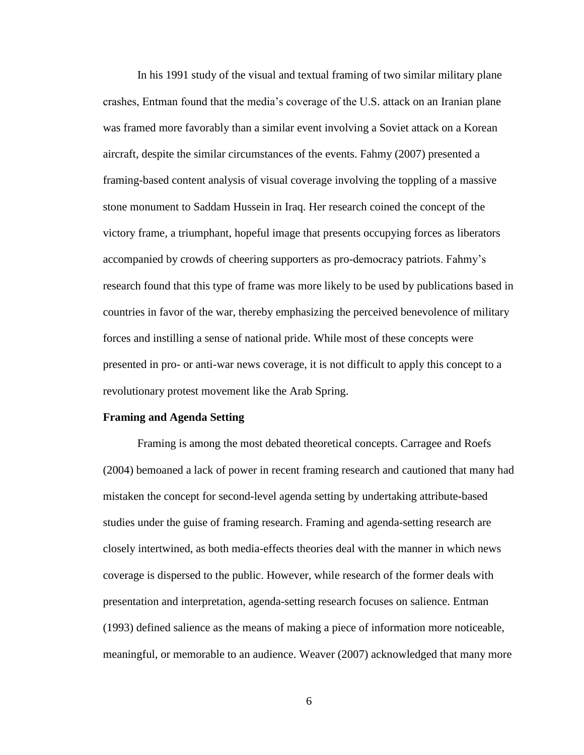In his 1991 study of the visual and textual framing of two similar military plane crashes, Entman found that the media's coverage of the U.S. attack on an Iranian plane was framed more favorably than a similar event involving a Soviet attack on a Korean aircraft, despite the similar circumstances of the events. Fahmy (2007) presented a framing-based content analysis of visual coverage involving the toppling of a massive stone monument to Saddam Hussein in Iraq. Her research coined the concept of the victory frame, a triumphant, hopeful image that presents occupying forces as liberators accompanied by crowds of cheering supporters as pro-democracy patriots. Fahmy's research found that this type of frame was more likely to be used by publications based in countries in favor of the war, thereby emphasizing the perceived benevolence of military forces and instilling a sense of national pride. While most of these concepts were presented in pro- or anti-war news coverage, it is not difficult to apply this concept to a revolutionary protest movement like the Arab Spring.

**Framing and Agenda Setting**

Framing is among the most debated theoretical concepts. Carragee and Roefs (2004) bemoaned a lack of power in recent framing research and cautioned that many had mistaken the concept for second-level agenda setting by undertaking attribute-based studies under the guise of framing research. Framing and agenda-setting research are closely intertwined, as both media-effects theories deal with the manner in which news coverage is dispersed to the public. However, while research of the former deals with presentation and interpretation, agenda-setting research focuses on salience. Entman (1993) defined salience as the means of making a piece of information more noticeable, meaningful, or memorable to an audience. Weaver (2007) acknowledged that many more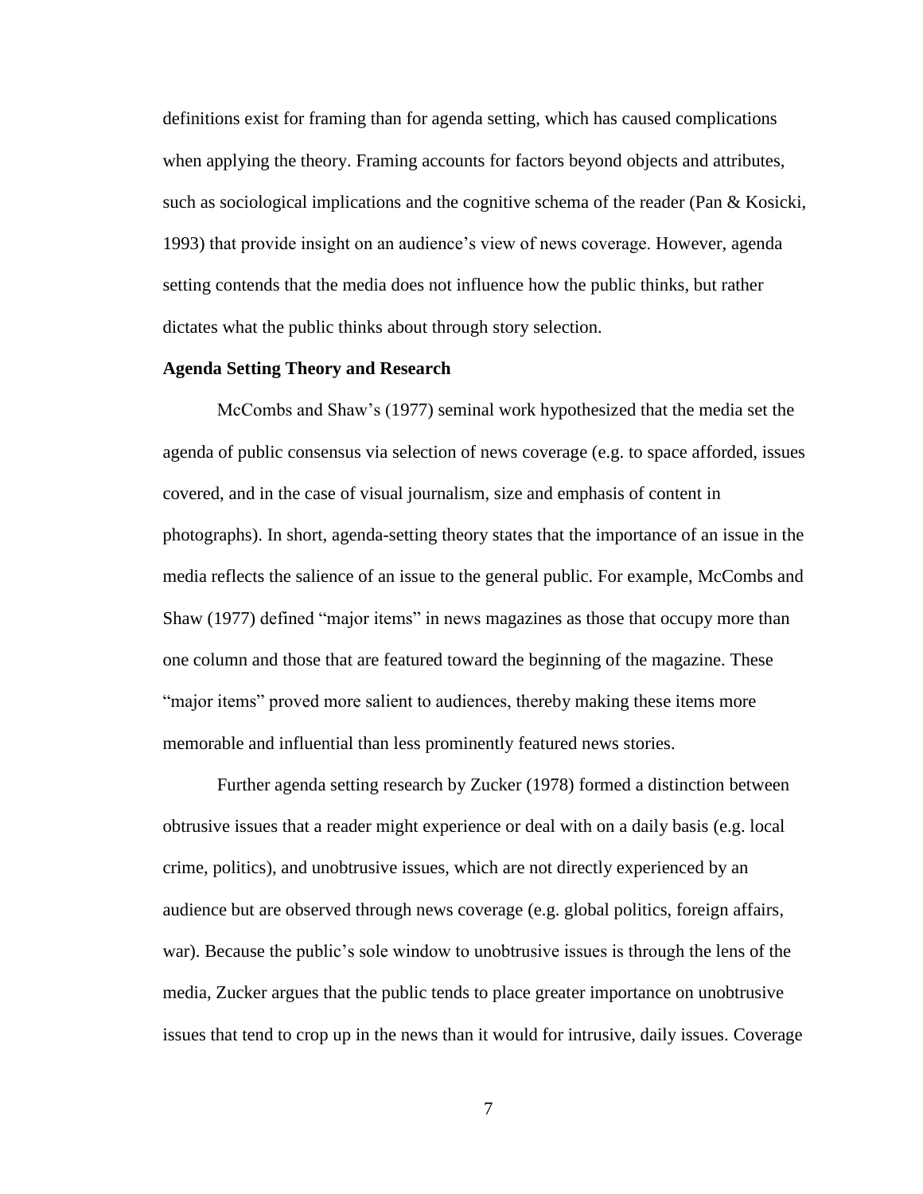definitions exist for framing than for agenda setting, which has caused complications when applying the theory. Framing accounts for factors beyond objects and attributes, such as sociological implications and the cognitive schema of the reader (Pan & Kosicki, 1993) that provide insight on an audience's view of news coverage. However, agenda setting contends that the media does not influence how the public thinks, but rather dictates what the public thinks about through story selection.

**Agenda Setting Theory and Research**

McCombs and Shaw's (1977) seminal work hypothesized that the media set the agenda of public consensus via selection of news coverage (e.g. to space afforded, issues covered, and in the case of visual journalism, size and emphasis of content in photographs). In short, agenda-setting theory states that the importance of an issue in the media reflects the salience of an issue to the general public. For example, McCombs and Shaw (1977) defined "major items" in news magazines as those that occupy more than one column and those that are featured toward the beginning of the magazine. These "major items" proved more salient to audiences, thereby making these items more memorable and influential than less prominently featured news stories.

Further agenda setting research by Zucker (1978) formed a distinction between obtrusive issues that a reader might experience or deal with on a daily basis (e.g. local crime, politics), and unobtrusive issues, which are not directly experienced by an audience but are observed through news coverage (e.g. global politics, foreign affairs, war). Because the public's sole window to unobtrusive issues is through the lens of the media, Zucker argues that the public tends to place greater importance on unobtrusive issues that tend to crop up in the news than it would for intrusive, daily issues. Coverage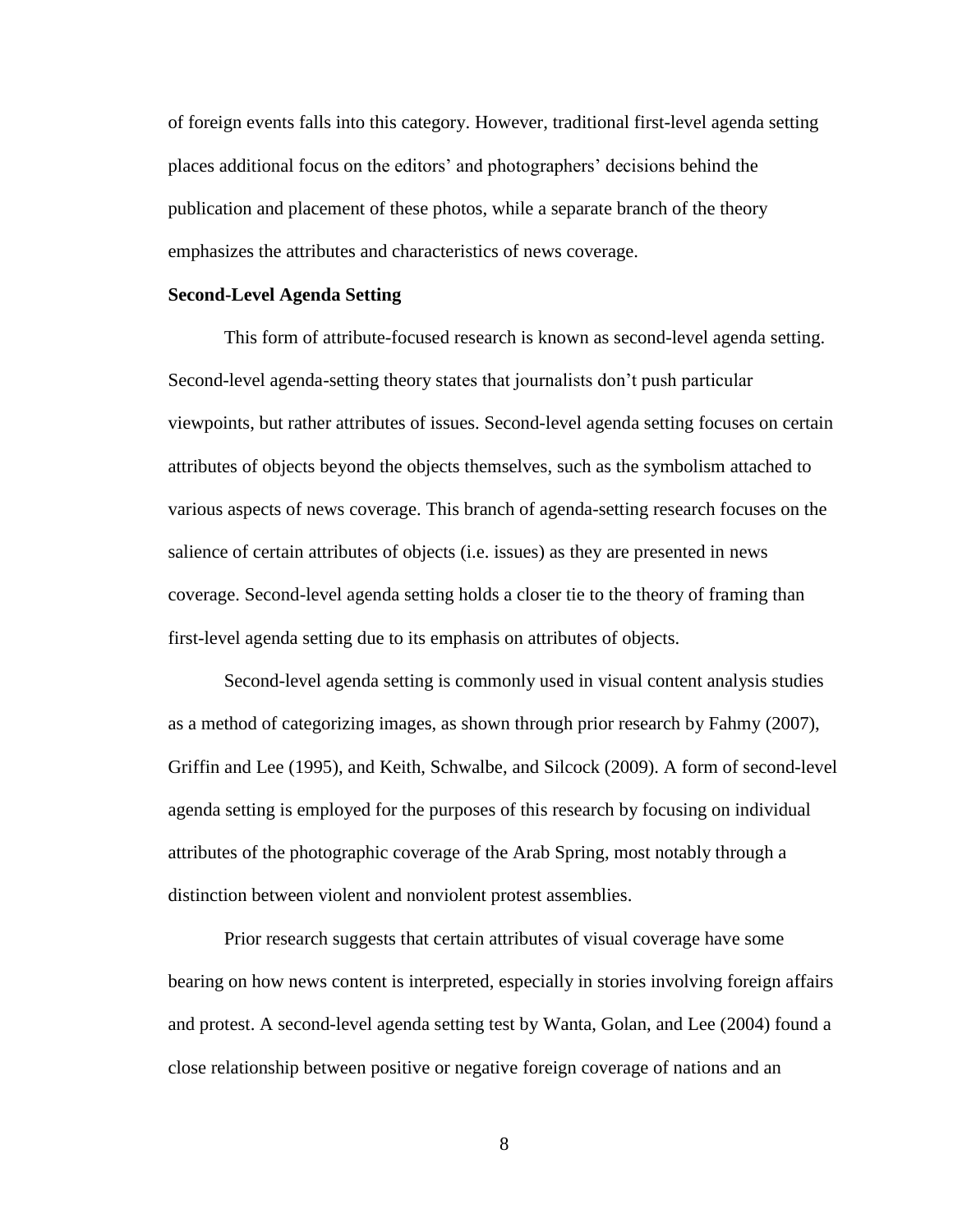of foreign events falls into this category. However, traditional first-level agenda setting places additional focus on the editors' and photographers' decisions behind the publication and placement of these photos, while a separate branch of the theory emphasizes the attributes and characteristics of news coverage.

**Second-Level Agenda Setting**

This form of attribute-focused research is known as second-level agenda setting. Second-level agenda-setting theory states that journalists don't push particular viewpoints, but rather attributes of issues. Second-level agenda setting focuses on certain attributes of objects beyond the objects themselves, such as the symbolism attached to various aspects of news coverage. This branch of agenda-setting research focuses on the salience of certain attributes of objects (i.e. issues) as they are presented in news coverage. Second-level agenda setting holds a closer tie to the theory of framing than first-level agenda setting due to its emphasis on attributes of objects.

Second-level agenda setting is commonly used in visual content analysis studies as a method of categorizing images, as shown through prior research by Fahmy (2007), Griffin and Lee (1995), and Keith, Schwalbe, and Silcock (2009). A form of second-level agenda setting is employed for the purposes of this research by focusing on individual attributes of the photographic coverage of the Arab Spring, most notably through a distinction between violent and nonviolent protest assemblies.

Prior research suggests that certain attributes of visual coverage have some bearing on how news content is interpreted, especially in stories involving foreign affairs and protest. A second-level agenda setting test by Wanta, Golan, and Lee (2004) found a close relationship between positive or negative foreign coverage of nations and an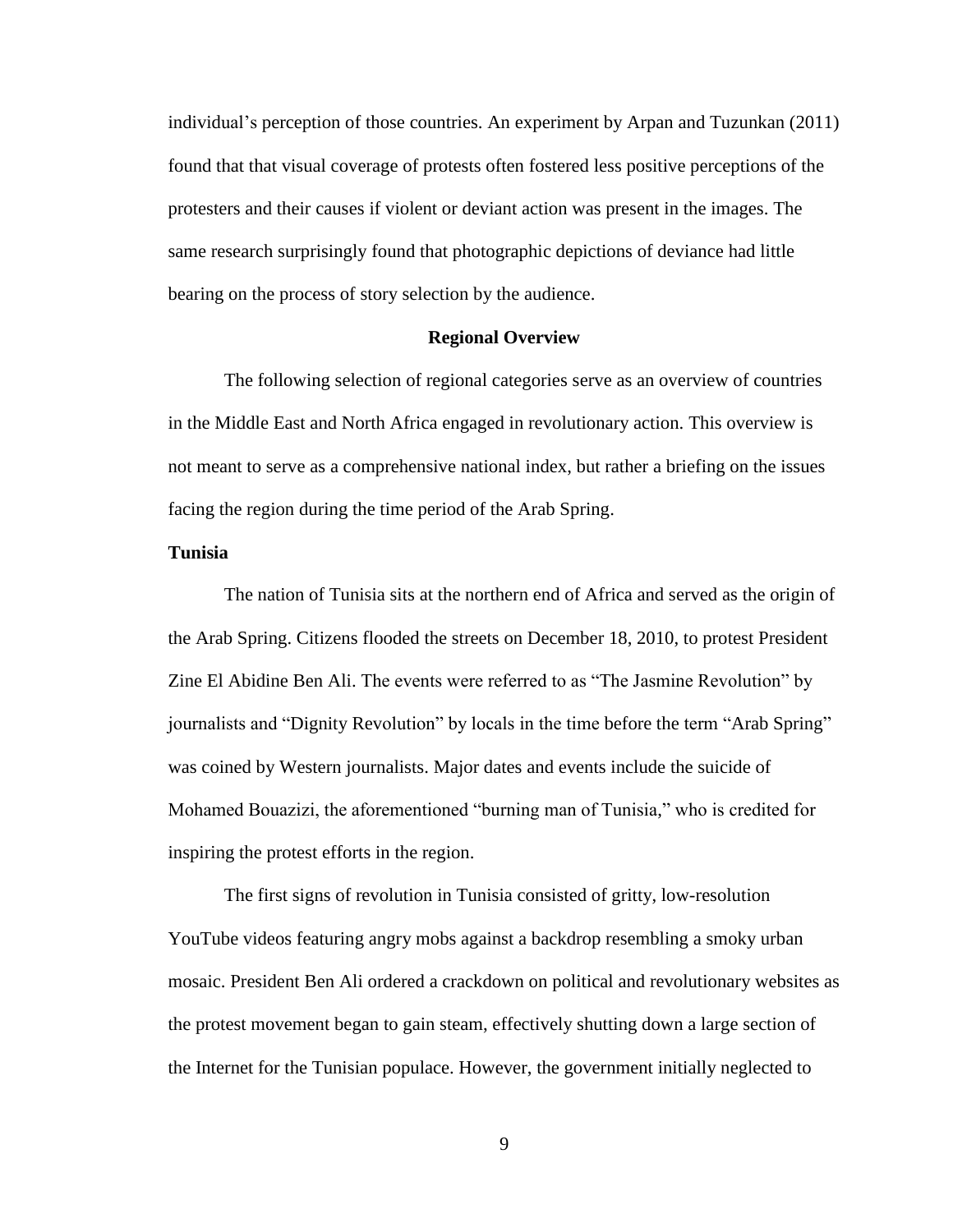individual's perception of those countries. An experiment by Arpan and Tuzunkan (2011) found that that visual coverage of protests often fostered less positive perceptions of the protesters and their causes if violent or deviant action was present in the images. The same research surprisingly found that photographic depictions of deviance had little bearing on the process of story selection by the audience.

## Regional Overview

The following selection of regional categories serve as an overview of countries in the Middle East and North Africa engaged in revolutionary action. This overview is not meant to serve as a comprehensive national index, but rather a briefing on the issues facing the region during the time period of the Arab Spring.

### Tunisia

The nation of Tunisia sits at the northern end of Africa and served as the origin of the Arab Spring. Citizens flooded the streets on December 18, 2010, to protest President Zine El Abidine Ben Ali. The events were referred to as "The Jasmine Revolution" by journalists and "Dignity Revolution" by locals in the time before the term "Arab Spring" was coined by Western journalists. Major dates and events include the suicide of Mohamed Bouazizi, the aforementioned "burning man of Tunisia," who is credited for inspiring the protest efforts in the region.

The first signs of revolution in Tunisia consisted of gritty, low-resolution YouTube videos featuring angry mobs against a backdrop resembling a smoky urban mosaic. President Ben Ali ordered a crackdown on political and revolutionary websites as the protest movement began to gain steam, effectively shutting down a large section of the Internet for the Tunisian populace. However, the government initially neglected to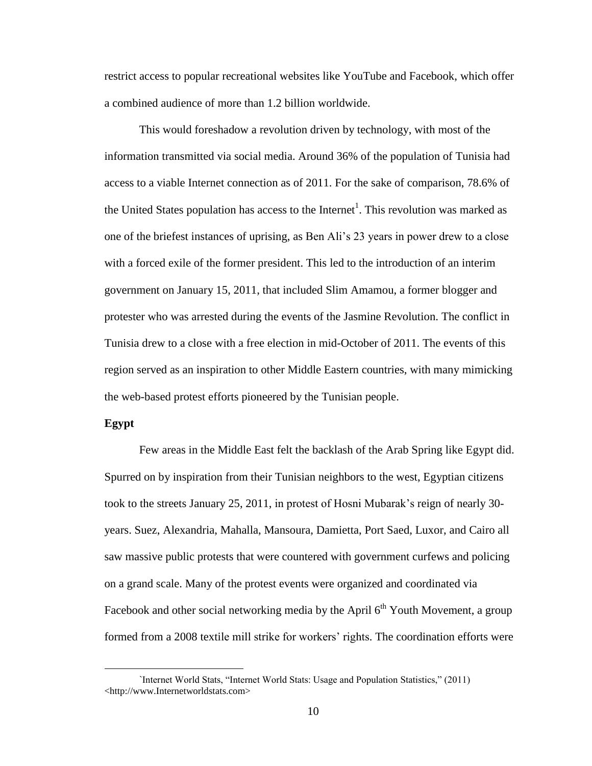restrict access to popular recreational websites like YouTube and Facebook, which offer a combined audience of more than 1.2 billion worldwide.

This would foreshadow a revolution driven by technology, with most of the information transmitted via social media. Around 36% of the population of Tunisia had access to a viable Internet connection as of 2011. For the sake of comparison, 78.6% of the United States population has access to the Internet[1]. This revolution was marked as one of the briefest instances of uprising, as Ben Ali's 23 years in power drew to a close with a forced exile of the former president. This led to the introduction of an interim government on January 15, 2011, that included Slim Amamou, a former blogger and protester who was arrested during the events of the Jasmine Revolution. The conflict in Tunisia drew to a close with a free election in mid-October of 2011. The events of this region served as an inspiration to other Middle Eastern countries, with many mimicking the web-based protest efforts pioneered by the Tunisian people.

**Egypt**

Few areas in the Middle East felt the backlash of the Arab Spring like Egypt did. Spurred on by inspiration from their Tunisian neighbors to the west, Egyptian citizens took to the streets January 25, 2011, in protest of Hosni Mubarak's reign of nearly 30-years. Suez, Alexandria, Mahalla, Mansoura, Damietta, Port Saed, Luxor, and Cairo all saw massive public protests that were countered with government curfews and policing on a grand scale. Many of the protest events were organized and coordinated via Facebook and other social networking media by the April 6th Youth Movement, a group formed from a 2008 textile mill strike for workers' rights. The coordination efforts were

---

`Internet World Stats, "Internet World Stats: Usage and Population Statistics," (2011) <http://www.Internetworldstats.com>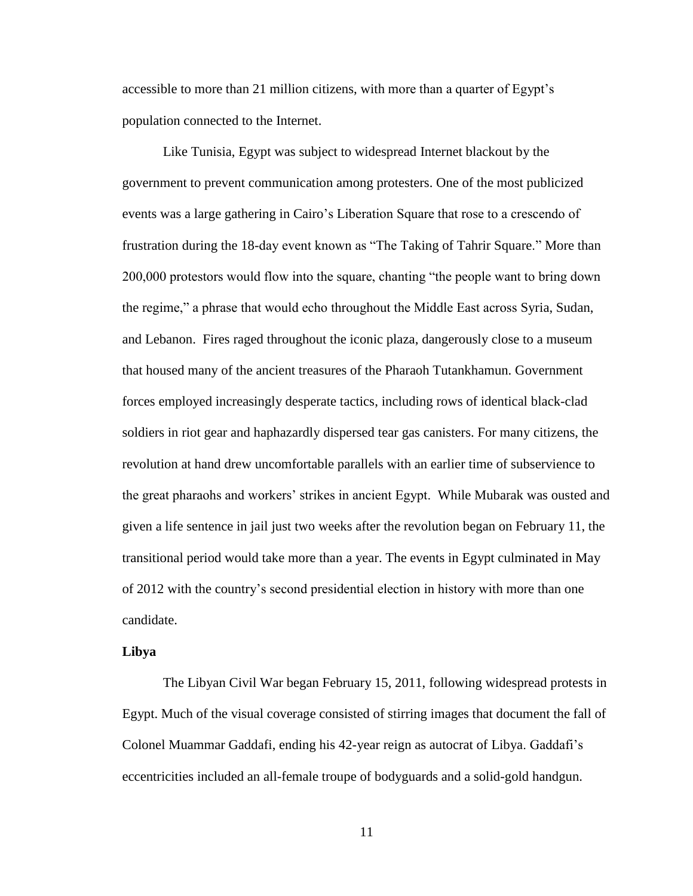accessible to more than 21 million citizens, with more than a quarter of Egypt's population connected to the Internet.

Like Tunisia, Egypt was subject to widespread Internet blackout by the government to prevent communication among protesters. One of the most publicized events was a large gathering in Cairo's Liberation Square that rose to a crescendo of frustration during the 18-day event known as "The Taking of Tahrir Square." More than 200,000 protestors would flow into the square, chanting "the people want to bring down the regime," a phrase that would echo throughout the Middle East across Syria, Sudan, and Lebanon. Fires raged throughout the iconic plaza, dangerously close to a museum that housed many of the ancient treasures of the Pharaoh Tutankhamun. Government forces employed increasingly desperate tactics, including rows of identical black-clad soldiers in riot gear and haphazardly dispersed tear gas canisters. For many citizens, the revolution at hand drew uncomfortable parallels with an earlier time of subservience to the great pharaohs and workers' strikes in ancient Egypt. While Mubarak was ousted and given a life sentence in jail just two weeks after the revolution began on February 11, the transitional period would take more than a year. The events in Egypt culminated in May of 2012 with the country's second presidential election in history with more than one candidate.

**Libya**

The Libyan Civil War began February 15, 2011, following widespread protests in Egypt. Much of the visual coverage consisted of stirring images that document the fall of Colonel Muammar Gaddafi, ending his 42-year reign as autocrat of Libya. Gaddafi's eccentricities included an all-female troupe of bodyguards and a solid-gold handgun.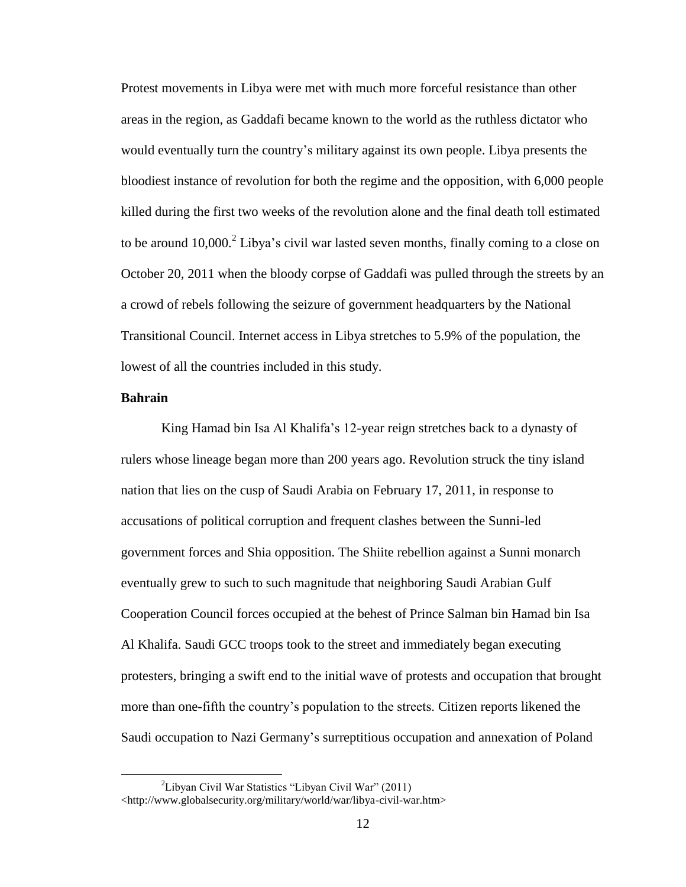Protest movements in Libya were met with much more forceful resistance than other areas in the region, as Gaddafi became known to the world as the ruthless dictator who would eventually turn the country's military against its own people. Libya presents the bloodiest instance of revolution for both the regime and the opposition, with 6,000 people killed during the first two weeks of the revolution alone and the final death toll estimated to be around 10,000.[2] Libya's civil war lasted seven months, finally coming to a close on October 20, 2011 when the bloody corpse of Gaddafi was pulled through the streets by an a crowd of rebels following the seizure of government headquarters by the National Transitional Council. Internet access in Libya stretches to 5.9% of the population, the lowest of all the countries included in this study.

**Bahrain**

King Hamad bin Isa Al Khalifa's 12-year reign stretches back to a dynasty of rulers whose lineage began more than 200 years ago. Revolution struck the tiny island nation that lies on the cusp of Saudi Arabia on February 17, 2011, in response to accusations of political corruption and frequent clashes between the Sunni-led government forces and Shia opposition. The Shiite rebellion against a Sunni monarch eventually grew to such to such magnitude that neighboring Saudi Arabian Gulf Cooperation Council forces occupied at the behest of Prince Salman bin Hamad bin Isa Al Khalifa. Saudi GCC troops took to the street and immediately began executing protesters, bringing a swift end to the initial wave of protests and occupation that brought more than one-fifth the country's population to the streets. Citizen reports likened the Saudi occupation to Nazi Germany's surreptitious occupation and annexation of Poland

[2] Libyan Civil War Statistics "Libyan Civil War" (2011) <http://www.globalsecurity.org/military/world/war/libya-civil-war.htm>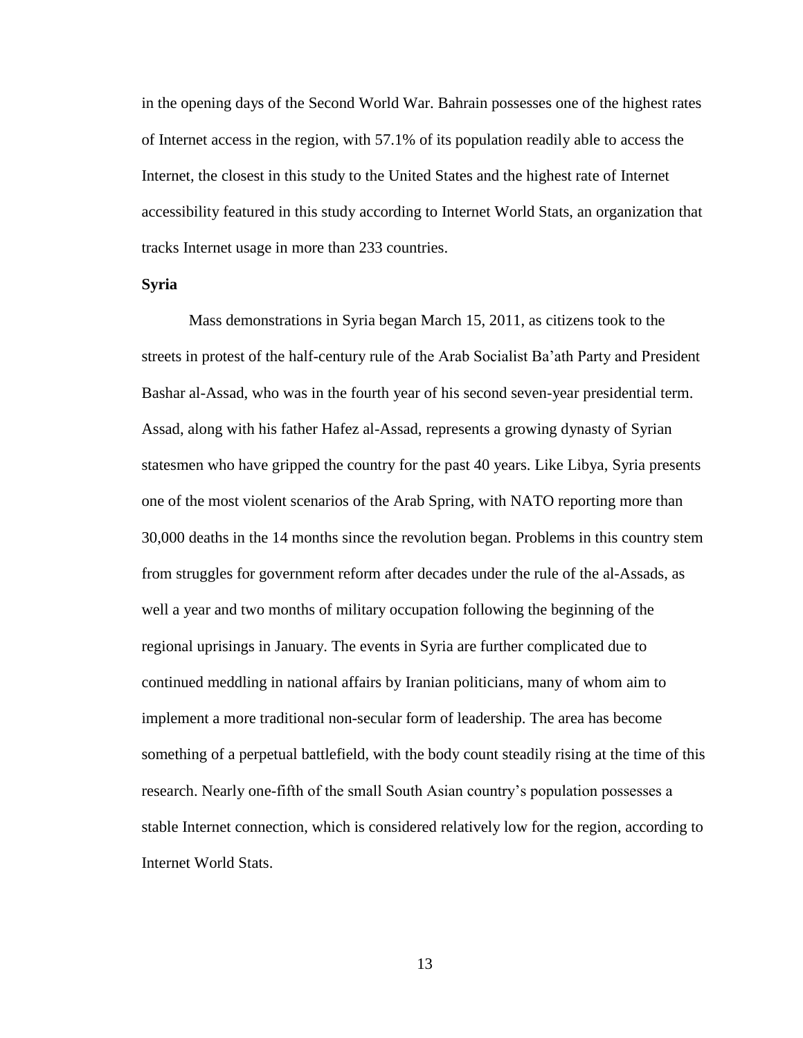in the opening days of the Second World War. Bahrain possesses one of the highest rates of Internet access in the region, with 57.1% of its population readily able to access the Internet, the closest in this study to the United States and the highest rate of Internet accessibility featured in this study according to Internet World Stats, an organization that tracks Internet usage in more than 233 countries.

**Syria**

Mass demonstrations in Syria began March 15, 2011, as citizens took to the streets in protest of the half-century rule of the Arab Socialist Ba'ath Party and President Bashar al-Assad, who was in the fourth year of his second seven-year presidential term. Assad, along with his father Hafez al-Assad, represents a growing dynasty of Syrian statesmen who have gripped the country for the past 40 years. Like Libya, Syria presents one of the most violent scenarios of the Arab Spring, with NATO reporting more than 30,000 deaths in the 14 months since the revolution began. Problems in this country stem from struggles for government reform after decades under the rule of the al-Assads, as well a year and two months of military occupation following the beginning of the regional uprisings in January. The events in Syria are further complicated due to continued meddling in national affairs by Iranian politicians, many of whom aim to implement a more traditional non-secular form of leadership. The area has become something of a perpetual battlefield, with the body count steadily rising at the time of this research. Nearly one-fifth of the small South Asian country's population possesses a stable Internet connection, which is considered relatively low for the region, according to Internet World Stats.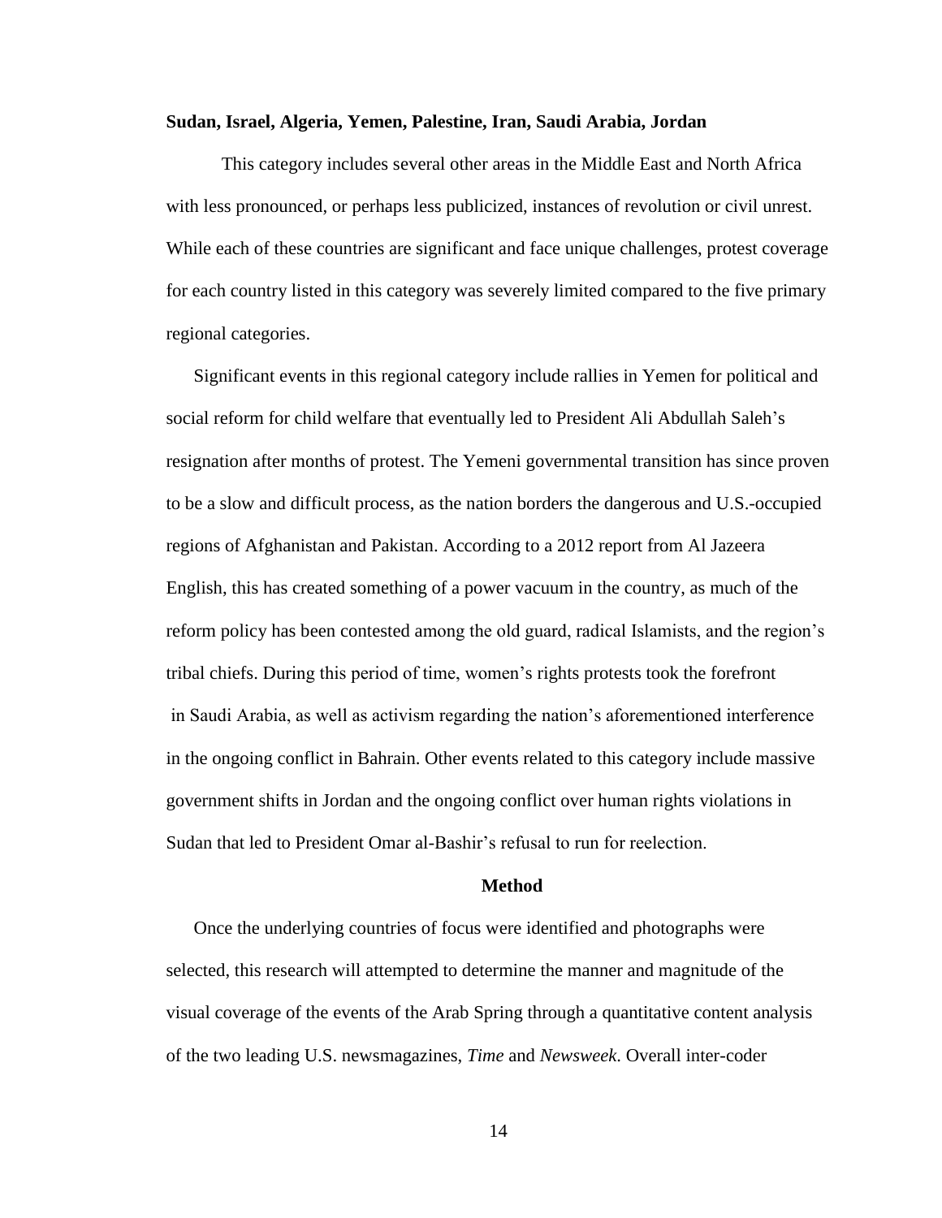**Sudan, Israel, Algeria, Yemen, Palestine, Iran, Saudi Arabia, Jordan**

This category includes several other areas in the Middle East and North Africa with less pronounced, or perhaps less publicized, instances of revolution or civil unrest. While each of these countries are significant and face unique challenges, protest coverage for each country listed in this category was severely limited compared to the five primary regional categories.

Significant events in this regional category include rallies in Yemen for political and social reform for child welfare that eventually led to President Ali Abdullah Saleh's resignation after months of protest. The Yemeni governmental transition has since proven to be a slow and difficult process, as the nation borders the dangerous and U.S.-occupied regions of Afghanistan and Pakistan. According to a 2012 report from Al Jazeera English, this has created something of a power vacuum in the country, as much of the reform policy has been contested among the old guard, radical Islamists, and the region's tribal chiefs. During this period of time, women's rights protests took the forefront in Saudi Arabia, as well as activism regarding the nation's aforementioned interference in the ongoing conflict in Bahrain. Other events related to this category include massive government shifts in Jordan and the ongoing conflict over human rights violations in Sudan that led to President Omar al-Bashir's refusal to run for reelection.

## Method

Once the underlying countries of focus were identified and photographs were selected, this research will attempted to determine the manner and magnitude of the visual coverage of the events of the Arab Spring through a quantitative content analysis of the two leading U.S. newsmagazines, *Time* and *Newsweek*. Overall inter-coder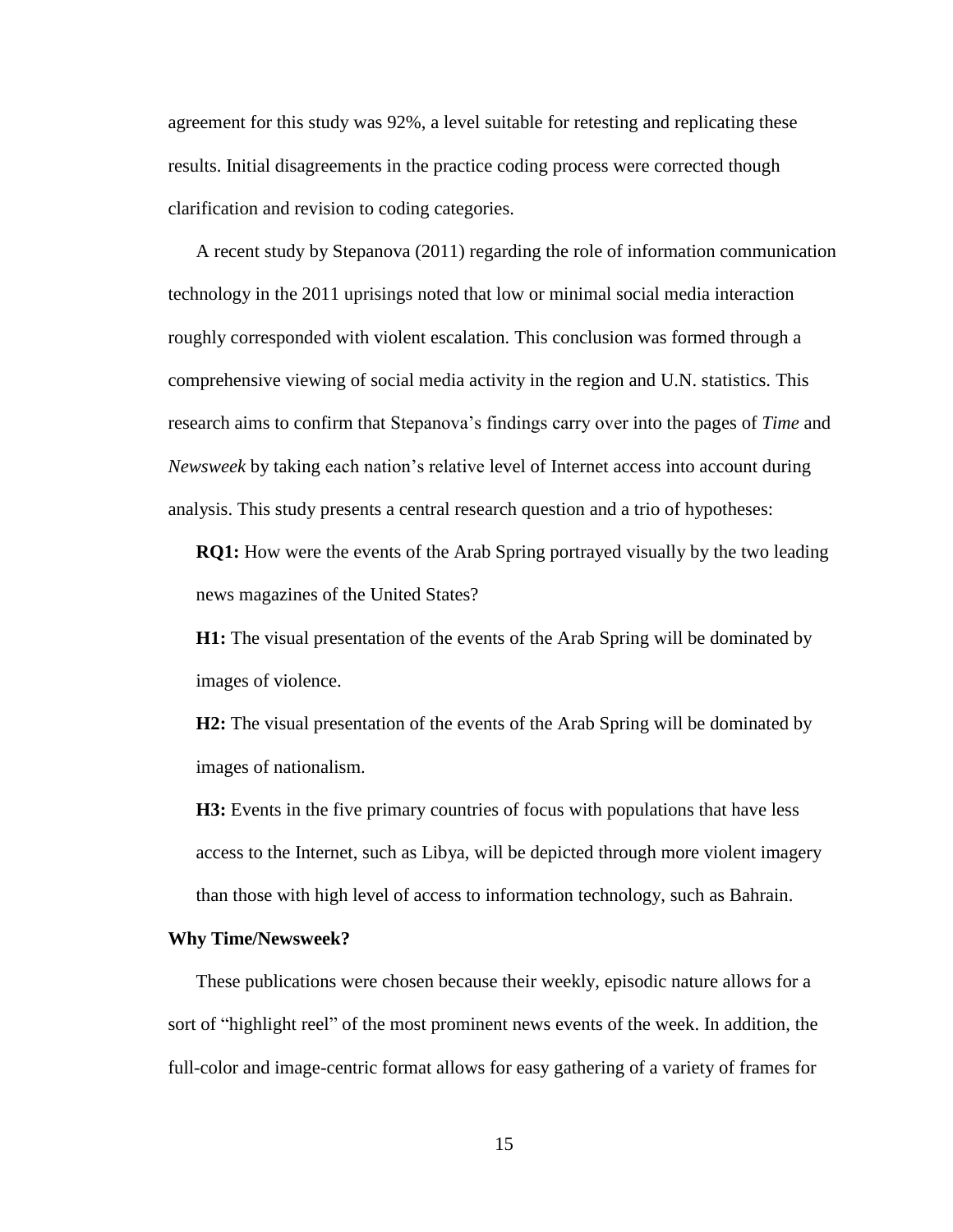agreement for this study was 92%, a level suitable for retesting and replicating these results. Initial disagreements in the practice coding process were corrected though clarification and revision to coding categories.

A recent study by Stepanova (2011) regarding the role of information communication technology in the 2011 uprisings noted that low or minimal social media interaction roughly corresponded with violent escalation. This conclusion was formed through a comprehensive viewing of social media activity in the region and U.N. statistics. This research aims to confirm that Stepanova's findings carry over into the pages of *Time* and *Newsweek* by taking each nation's relative level of Internet access into account during analysis. This study presents a central research question and a trio of hypotheses:

**RQ1:** How were the events of the Arab Spring portrayed visually by the two leading news magazines of the United States?

**H1:** The visual presentation of the events of the Arab Spring will be dominated by images of violence.

**H2:** The visual presentation of the events of the Arab Spring will be dominated by images of nationalism.

**H3:** Events in the five primary countries of focus with populations that have less access to the Internet, such as Libya, will be depicted through more violent imagery than those with high level of access to information technology, such as Bahrain.

**Why Time/Newsweek?**

These publications were chosen because their weekly, episodic nature allows for a sort of "highlight reel" of the most prominent news events of the week. In addition, the full-color and image-centric format allows for easy gathering of a variety of frames for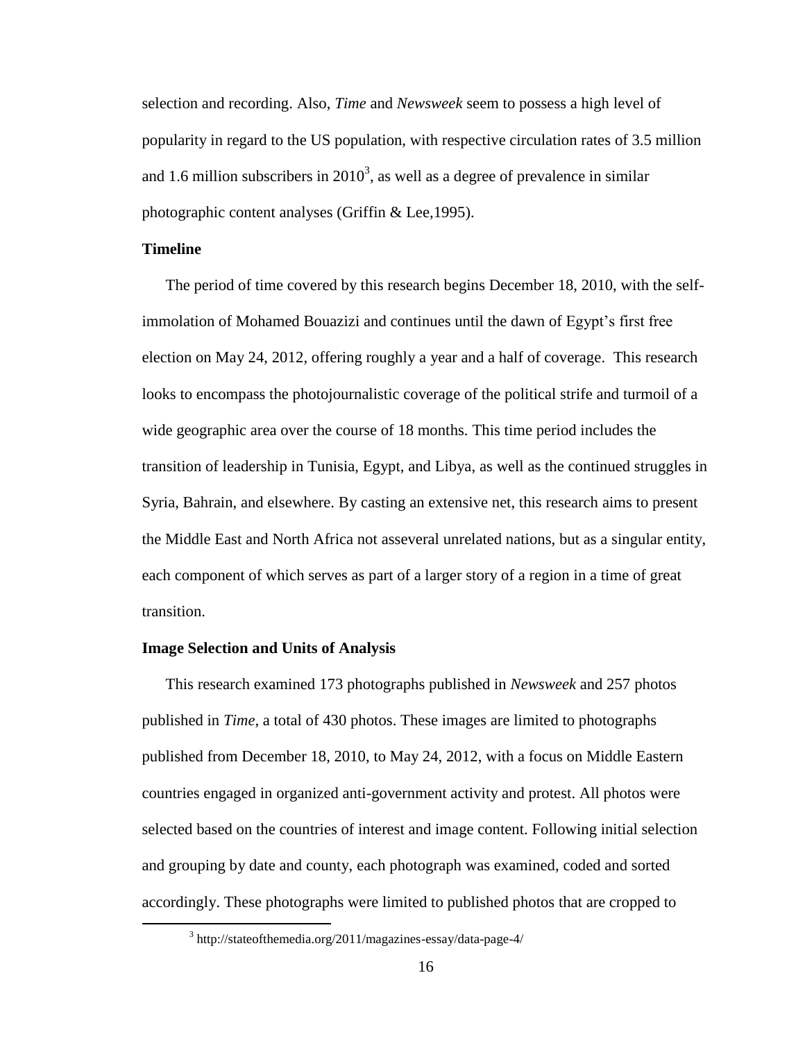selection and recording. Also, *Time* and *Newsweek* seem to possess a high level of popularity in regard to the US population, with respective circulation rates of 3.5 million and 1.6 million subscribers in 2010[3], as well as a degree of prevalence in similar photographic content analyses (Griffin & Lee,1995).

### Timeline

The period of time covered by this research begins December 18, 2010, with the self-immolation of Mohamed Bouazizi and continues until the dawn of Egypt's first free election on May 24, 2012, offering roughly a year and a half of coverage. This research looks to encompass the photojournalistic coverage of the political strife and turmoil of a wide geographic area over the course of 18 months. This time period includes the transition of leadership in Tunisia, Egypt, and Libya, as well as the continued struggles in Syria, Bahrain, and elsewhere. By casting an extensive net, this research aims to present the Middle East and North Africa not asseveral unrelated nations, but as a singular entity, each component of which serves as part of a larger story of a region in a time of great transition.

### Image Selection and Units of Analysis

This research examined 173 photographs published in *Newsweek* and 257 photos published in *Time*, a total of 430 photos. These images are limited to photographs published from December 18, 2010, to May 24, 2012, with a focus on Middle Eastern countries engaged in organized anti-government activity and protest. All photos were selected based on the countries of interest and image content. Following initial selection and grouping by date and county, each photograph was examined, coded and sorted accordingly. These photographs were limited to published photos that are cropped to

[3] http://stateofthemedia.org/2011/magazines-essay/data-page-4/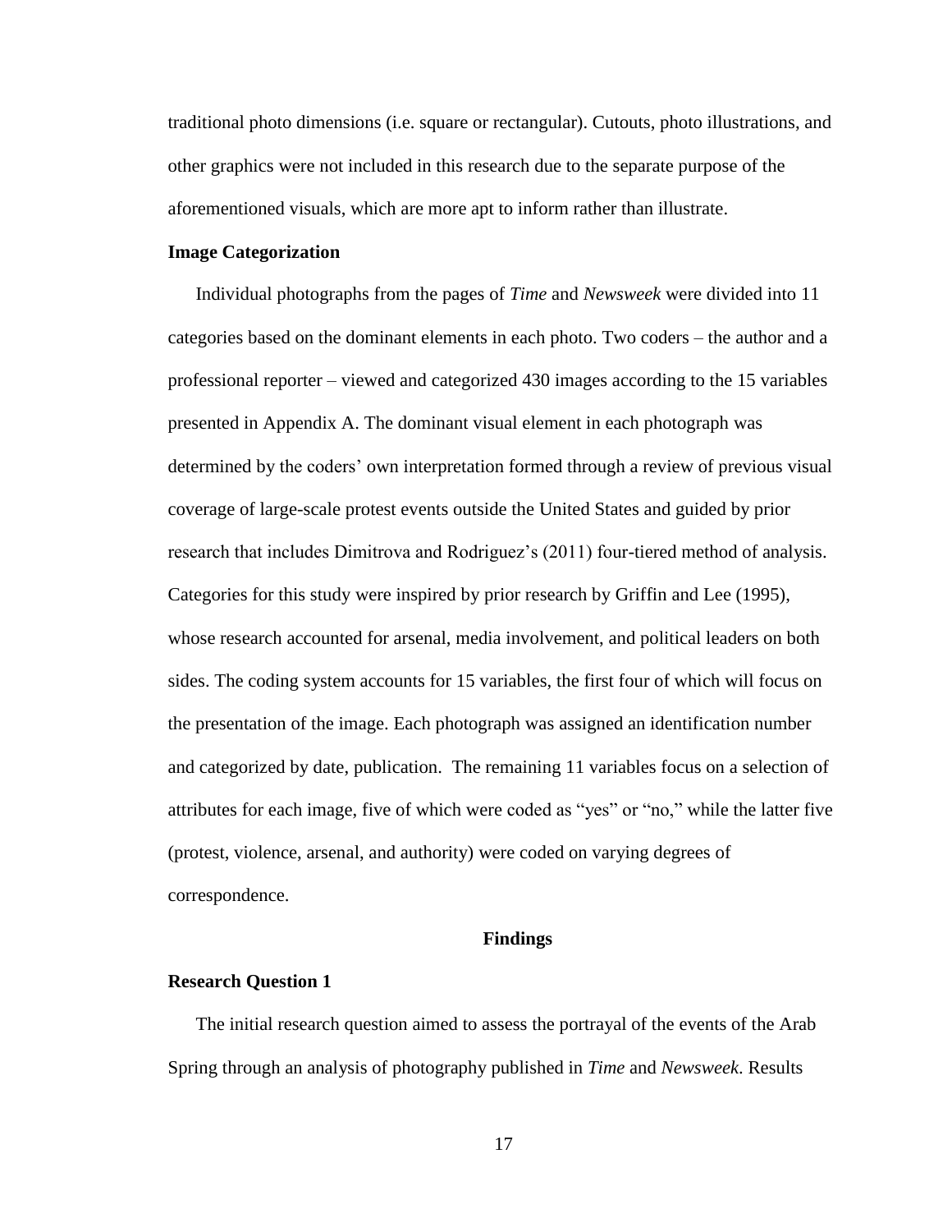traditional photo dimensions (i.e. square or rectangular). Cutouts, photo illustrations, and other graphics were not included in this research due to the separate purpose of the aforementioned visuals, which are more apt to inform rather than illustrate.

**Image Categorization**

Individual photographs from the pages of *Time* and *Newsweek* were divided into 11 categories based on the dominant elements in each photo. Two coders – the author and a professional reporter – viewed and categorized 430 images according to the 15 variables presented in Appendix A. The dominant visual element in each photograph was determined by the coders' own interpretation formed through a review of previous visual coverage of large-scale protest events outside the United States and guided by prior research that includes Dimitrova and Rodriguez's (2011) four-tiered method of analysis. Categories for this study were inspired by prior research by Griffin and Lee (1995), whose research accounted for arsenal, media involvement, and political leaders on both sides. The coding system accounts for 15 variables, the first four of which will focus on the presentation of the image. Each photograph was assigned an identification number and categorized by date, publication. The remaining 11 variables focus on a selection of attributes for each image, five of which were coded as "yes" or "no," while the latter five (protest, violence, arsenal, and authority) were coded on varying degrees of correspondence.

## Findings

**Research Question 1**

The initial research question aimed to assess the portrayal of the events of the Arab Spring through an analysis of photography published in *Time* and *Newsweek*. Results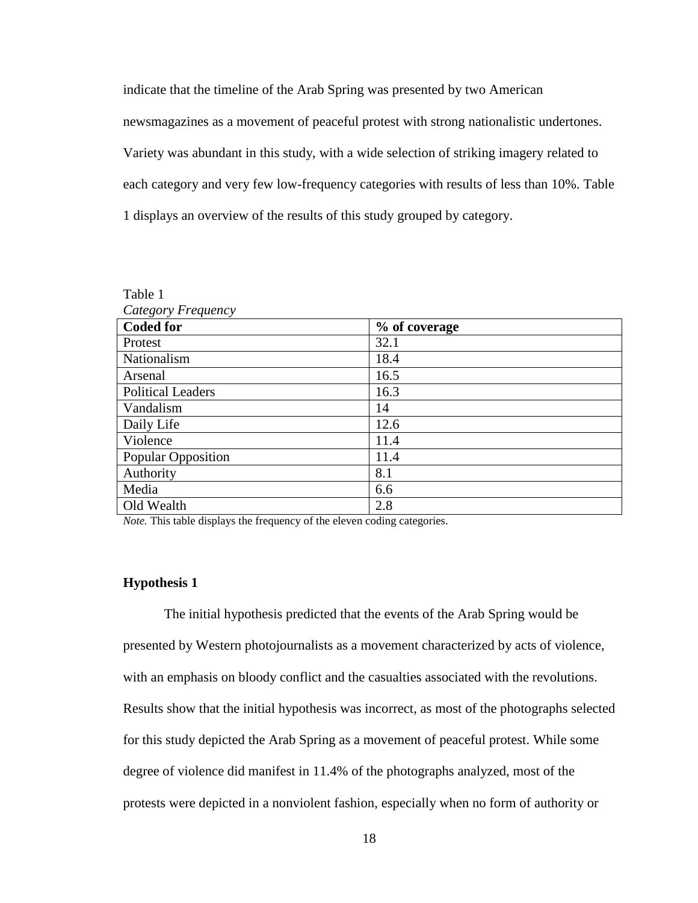indicate that the timeline of the Arab Spring was presented by two American newsmagazines as a movement of peaceful protest with strong nationalistic undertones. Variety was abundant in this study, with a wide selection of striking imagery related to each category and very few low-frequency categories with results of less than 10%. Table 1 displays an overview of the results of this study grouped by category.

Table 1
*Category Frequency*

| **Coded for** | **% of coverage** |
|---|---|
| Protest | 32.1 |
| Nationalism | 18.4 |
| Arsenal | 16.5 |
| Political Leaders | 16.3 |
| Vandalism | 14 |
| Daily Life | 12.6 |
| Violence | 11.4 |
| Popular Opposition | 11.4 |
| Authority | 8.1 |
| Media | 6.6 |
| Old Wealth | 2.8 |

*Note.* This table displays the frequency of the eleven coding categories.

### Hypothesis 1

The initial hypothesis predicted that the events of the Arab Spring would be presented by Western photojournalists as a movement characterized by acts of violence, with an emphasis on bloody conflict and the casualties associated with the revolutions. Results show that the initial hypothesis was incorrect, as most of the photographs selected for this study depicted the Arab Spring as a movement of peaceful protest. While some degree of violence did manifest in 11.4% of the photographs analyzed, most of the protests were depicted in a nonviolent fashion, especially when no form of authority or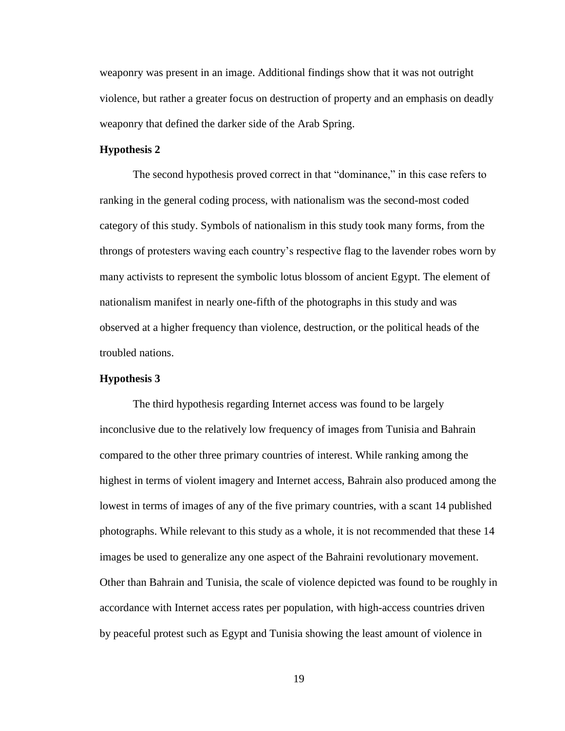weaponry was present in an image. Additional findings show that it was not outright violence, but rather a greater focus on destruction of property and an emphasis on deadly weaponry that defined the darker side of the Arab Spring.

**Hypothesis 2**

The second hypothesis proved correct in that "dominance," in this case refers to ranking in the general coding process, with nationalism was the second-most coded category of this study. Symbols of nationalism in this study took many forms, from the throngs of protesters waving each country's respective flag to the lavender robes worn by many activists to represent the symbolic lotus blossom of ancient Egypt. The element of nationalism manifest in nearly one-fifth of the photographs in this study and was observed at a higher frequency than violence, destruction, or the political heads of the troubled nations.

**Hypothesis 3**

The third hypothesis regarding Internet access was found to be largely inconclusive due to the relatively low frequency of images from Tunisia and Bahrain compared to the other three primary countries of interest. While ranking among the highest in terms of violent imagery and Internet access, Bahrain also produced among the lowest in terms of images of any of the five primary countries, with a scant 14 published photographs. While relevant to this study as a whole, it is not recommended that these 14 images be used to generalize any one aspect of the Bahraini revolutionary movement. Other than Bahrain and Tunisia, the scale of violence depicted was found to be roughly in accordance with Internet access rates per population, with high-access countries driven by peaceful protest such as Egypt and Tunisia showing the least amount of violence in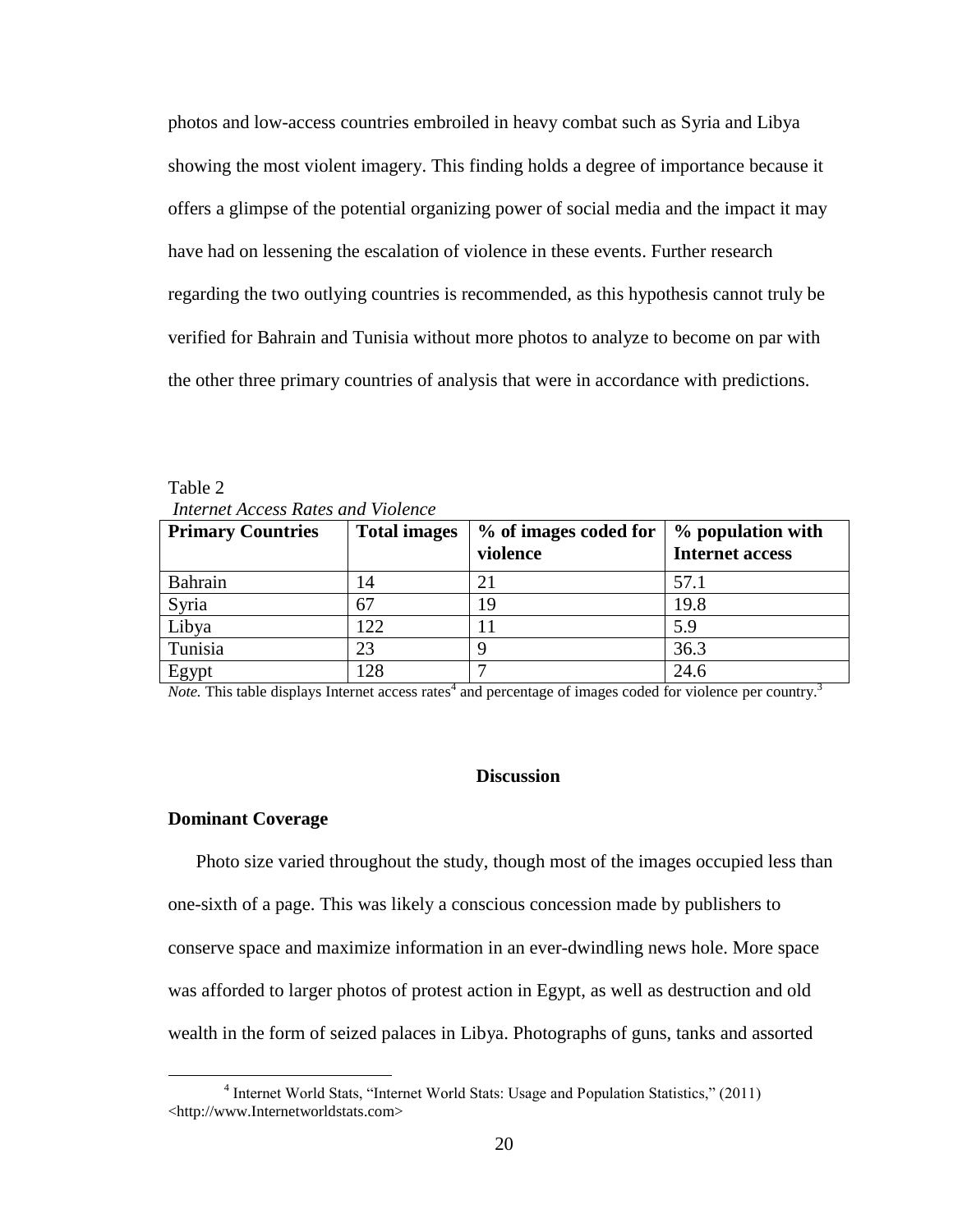photos and low-access countries embroiled in heavy combat such as Syria and Libya showing the most violent imagery. This finding holds a degree of importance because it offers a glimpse of the potential organizing power of social media and the impact it may have had on lessening the escalation of violence in these events. Further research regarding the two outlying countries is recommended, as this hypothesis cannot truly be verified for Bahrain and Tunisia without more photos to analyze to become on par with the other three primary countries of analysis that were in accordance with predictions.

Table 2

*Internet Access Rates and Violence*

| **Primary Countries** | **Total images** | **% of images coded for violence** | **% population with Internet access** |
|---|---|---|---|
| Bahrain | 14 | 21 | 57.1 |
| Syria | 67 | 19 | 19.8 |
| Libya | 122 | 11 | 5.9 |
| Tunisia | 23 | 9 | 36.3 |
| Egypt | 128 | 7 | 24.6 |

*Note.* This table displays Internet access rates[4] and percentage of images coded for violence per country.[3]

## Discussion

### Dominant Coverage

Photo size varied throughout the study, though most of the images occupied less than one-sixth of a page. This was likely a conscious concession made by publishers to conserve space and maximize information in an ever-dwindling news hole. More space was afforded to larger photos of protest action in Egypt, as well as destruction and old wealth in the form of seized palaces in Libya. Photographs of guns, tanks and assorted

[4] Internet World Stats, "Internet World Stats: Usage and Population Statistics," (2011) <http://www.Internetworldstats.com>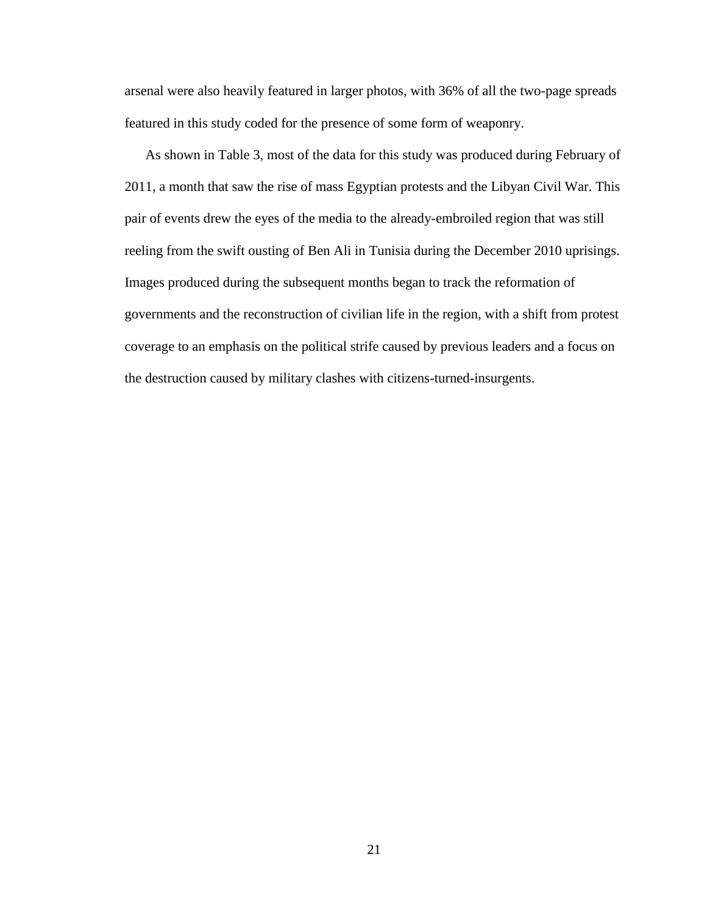arsenal were also heavily featured in larger photos, with 36% of all the two-page spreads featured in this study coded for the presence of some form of weaponry.

As shown in Table 3, most of the data for this study was produced during February of 2011, a month that saw the rise of mass Egyptian protests and the Libyan Civil War. This pair of events drew the eyes of the media to the already-embroiled region that was still reeling from the swift ousting of Ben Ali in Tunisia during the December 2010 uprisings. Images produced during the subsequent months began to track the reformation of governments and the reconstruction of civilian life in the region, with a shift from protest coverage to an emphasis on the political strife caused by previous leaders and a focus on the destruction caused by military clashes with citizens-turned-insurgents.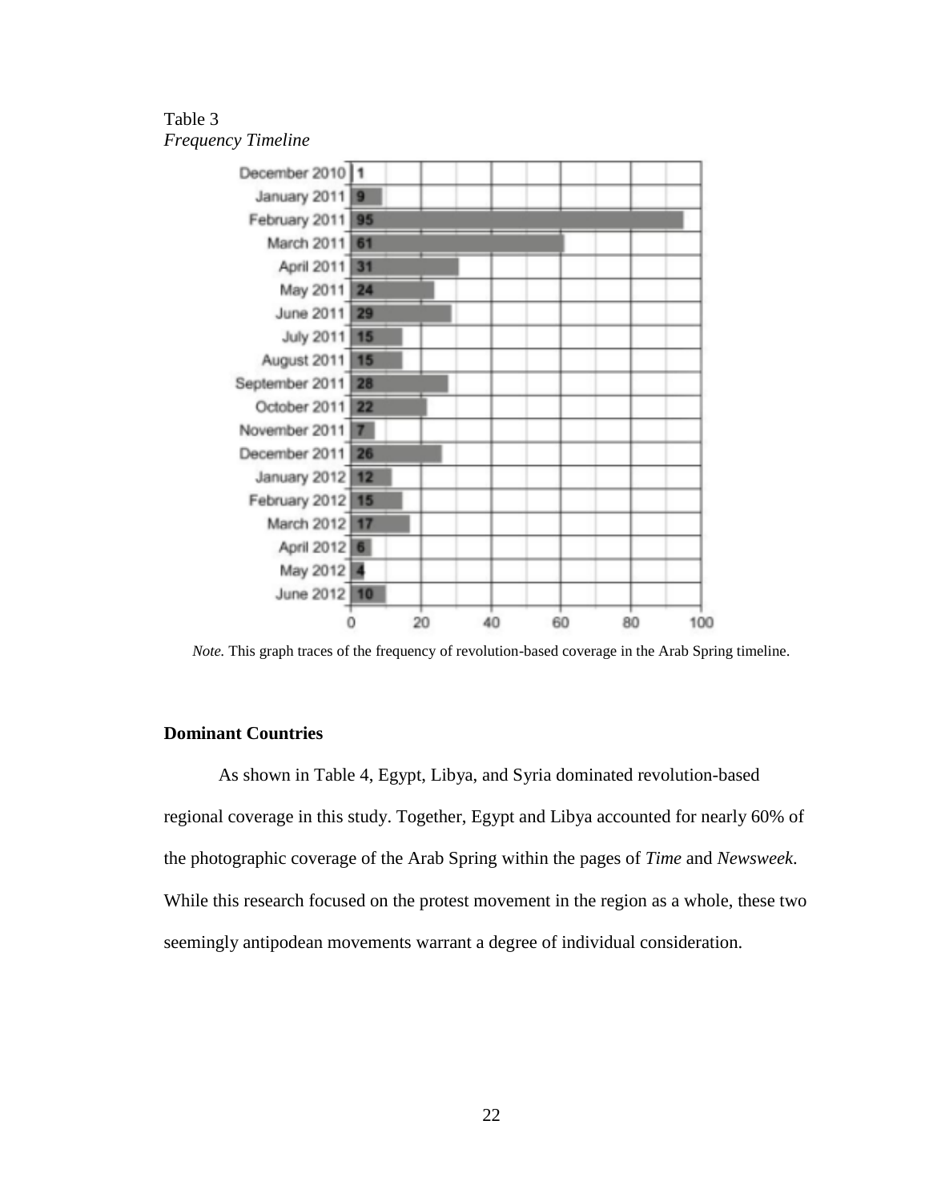Table 3
*Frequency Timeline*

| Month | Frequency |
|---|---|
| December 2010 | 1 |
| January 2011 | 9 |
| February 2011 | 95 |
| March 2011 | 61 |
| April 2011 | 31 |
| May 2011 | 24 |
| June 2011 | 29 |
| July 2011 | 15 |
| August 2011 | 15 |
| September 2011 | 28 |
| October 2011 | 22 |
| November 2011 | 7 |
| December 2011 | 26 |
| January 2012 | 12 |
| February 2012 | 15 |
| March 2012 | 17 |
| April 2012 | 6 |
| May 2012 | 4 |
| June 2012 | 10 |

*Note.* This graph traces of the frequency of revolution-based coverage in the Arab Spring timeline.

**Dominant Countries**

As shown in Table 4, Egypt, Libya, and Syria dominated revolution-based regional coverage in this study. Together, Egypt and Libya accounted for nearly 60% of the photographic coverage of the Arab Spring within the pages of *Time* and *Newsweek*. While this research focused on the protest movement in the region as a whole, these two seemingly antipodean movements warrant a degree of individual consideration.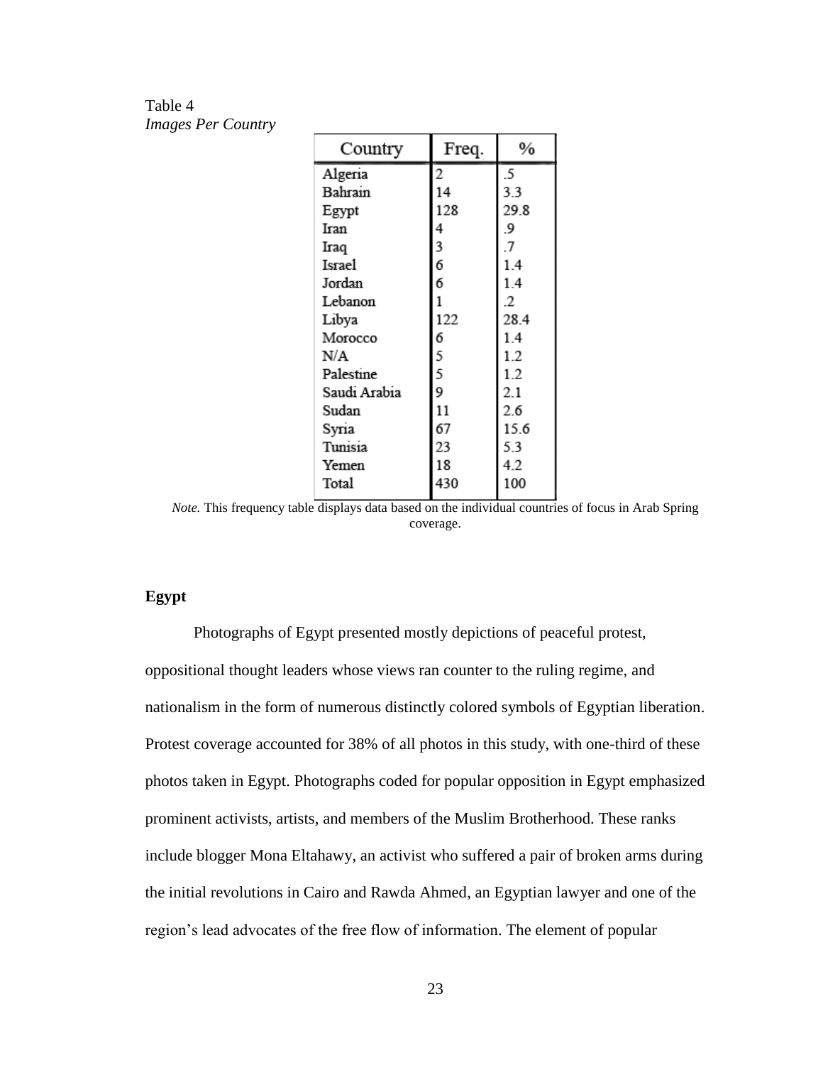Table 4

*Images Per Country*

| Country | Freq. | % |
|---|---|---|
| Algeria | 2 | .5 |
| Bahrain | 14 | 3.3 |
| Egypt | 128 | 29.8 |
| Iran | 4 | .9 |
| Iraq | 3 | .7 |
| Israel | 6 | 1.4 |
| Jordan | 6 | 1.4 |
| Lebanon | 1 | .2 |
| Libya | 122 | 28.4 |
| Morocco | 6 | 1.4 |
| N/A | 5 | 1.2 |
| Palestine | 5 | 1.2 |
| Saudi Arabia | 9 | 2.1 |
| Sudan | 11 | 2.6 |
| Syria | 67 | 15.6 |
| Tunisia | 23 | 5.3 |
| Yemen | 18 | 4.2 |
| Total | 430 | 100 |

*Note.* This frequency table displays data based on the individual countries of focus in Arab Spring coverage.

## Egypt

Photographs of Egypt presented mostly depictions of peaceful protest, oppositional thought leaders whose views ran counter to the ruling regime, and nationalism in the form of numerous distinctly colored symbols of Egyptian liberation. Protest coverage accounted for 38% of all photos in this study, with one-third of these photos taken in Egypt. Photographs coded for popular opposition in Egypt emphasized prominent activists, artists, and members of the Muslim Brotherhood. These ranks include blogger Mona Eltahawy, an activist who suffered a pair of broken arms during the initial revolutions in Cairo and Rawda Ahmed, an Egyptian lawyer and one of the region's lead advocates of the free flow of information. The element of popular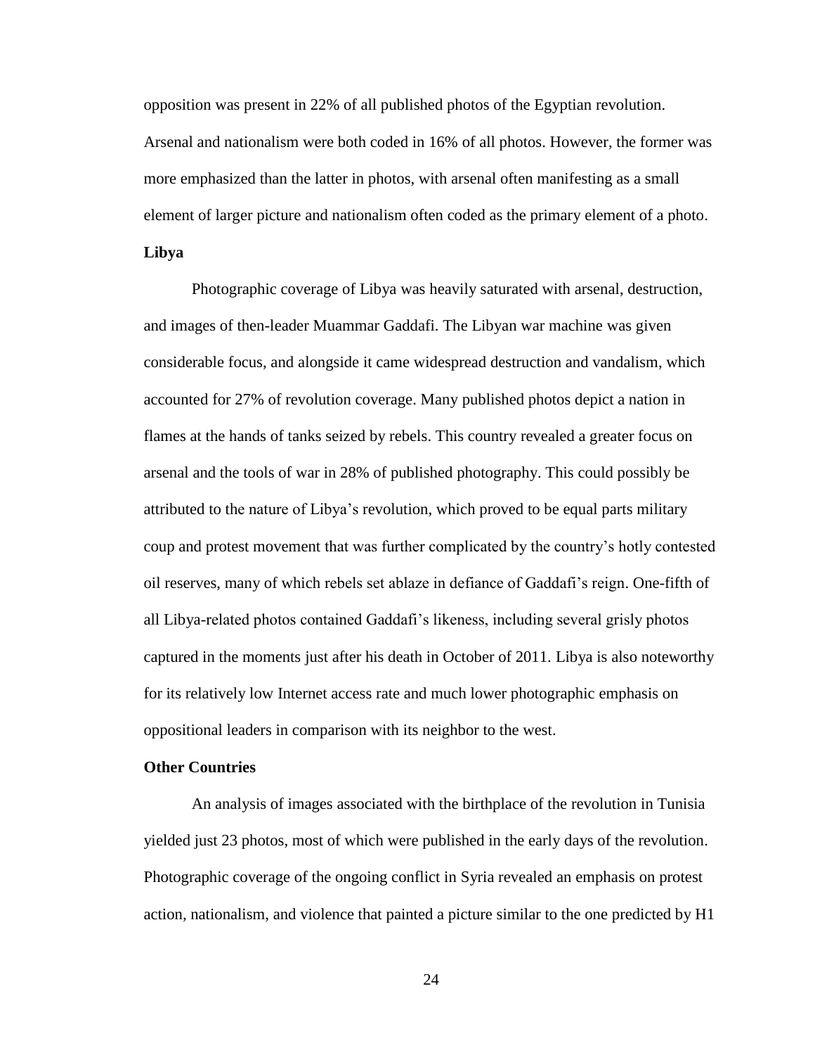opposition was present in 22% of all published photos of the Egyptian revolution. Arsenal and nationalism were both coded in 16% of all photos. However, the former was more emphasized than the latter in photos, with arsenal often manifesting as a small element of larger picture and nationalism often coded as the primary element of a photo.

**Libya**

Photographic coverage of Libya was heavily saturated with arsenal, destruction, and images of then-leader Muammar Gaddafi. The Libyan war machine was given considerable focus, and alongside it came widespread destruction and vandalism, which accounted for 27% of revolution coverage. Many published photos depict a nation in flames at the hands of tanks seized by rebels. This country revealed a greater focus on arsenal and the tools of war in 28% of published photography. This could possibly be attributed to the nature of Libya's revolution, which proved to be equal parts military coup and protest movement that was further complicated by the country's hotly contested oil reserves, many of which rebels set ablaze in defiance of Gaddafi's reign. One-fifth of all Libya-related photos contained Gaddafi's likeness, including several grisly photos captured in the moments just after his death in October of 2011. Libya is also noteworthy for its relatively low Internet access rate and much lower photographic emphasis on oppositional leaders in comparison with its neighbor to the west.

**Other Countries**

An analysis of images associated with the birthplace of the revolution in Tunisia yielded just 23 photos, most of which were published in the early days of the revolution. Photographic coverage of the ongoing conflict in Syria revealed an emphasis on protest action, nationalism, and violence that painted a picture similar to the one predicted by H1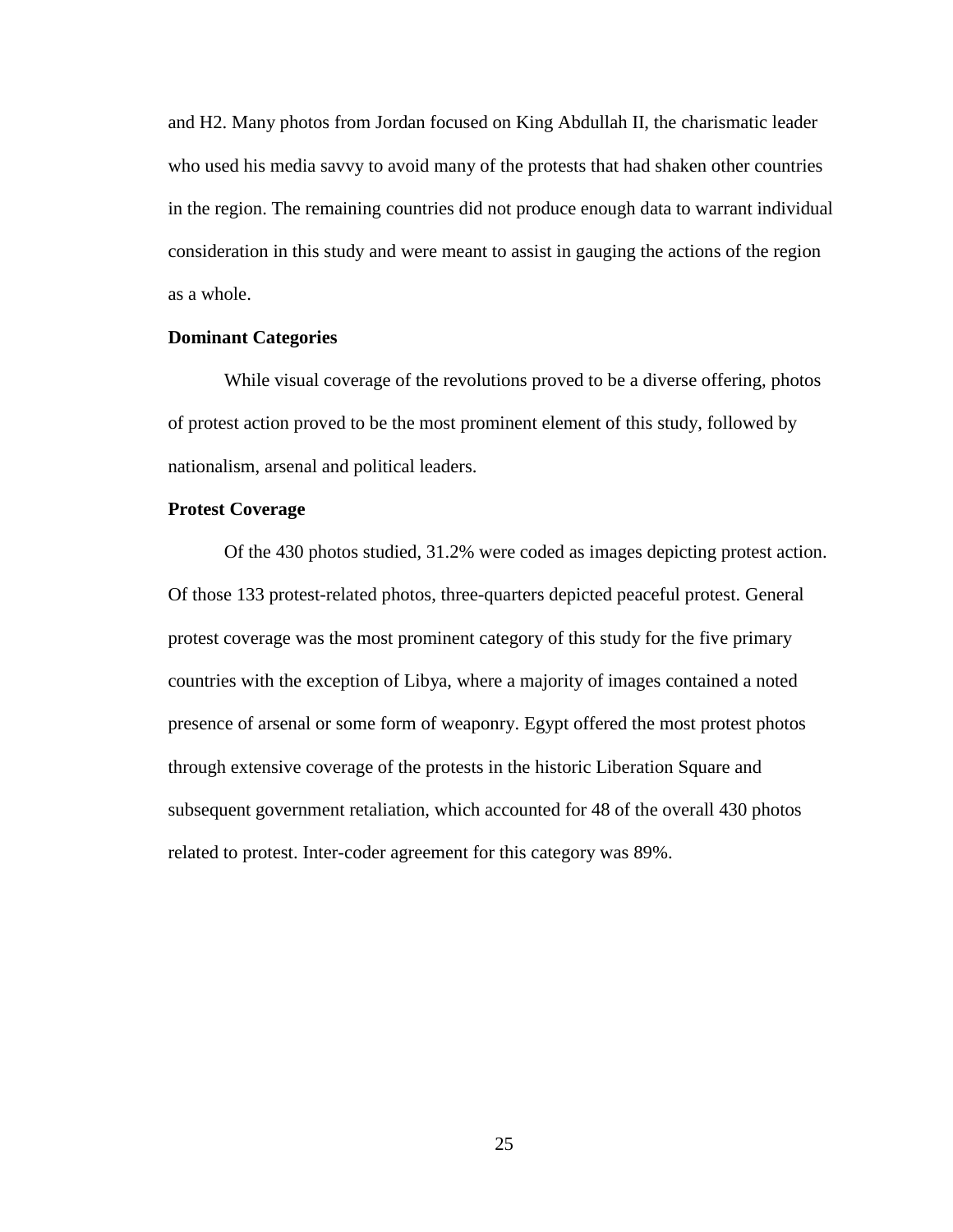and H2. Many photos from Jordan focused on King Abdullah II, the charismatic leader who used his media savvy to avoid many of the protests that had shaken other countries in the region. The remaining countries did not produce enough data to warrant individual consideration in this study and were meant to assist in gauging the actions of the region as a whole.

### Dominant Categories

While visual coverage of the revolutions proved to be a diverse offering, photos of protest action proved to be the most prominent element of this study, followed by nationalism, arsenal and political leaders.

### Protest Coverage

Of the 430 photos studied, 31.2% were coded as images depicting protest action. Of those 133 protest-related photos, three-quarters depicted peaceful protest. General protest coverage was the most prominent category of this study for the five primary countries with the exception of Libya, where a majority of images contained a noted presence of arsenal or some form of weaponry. Egypt offered the most protest photos through extensive coverage of the protests in the historic Liberation Square and subsequent government retaliation, which accounted for 48 of the overall 430 photos related to protest. Inter-coder agreement for this category was 89%.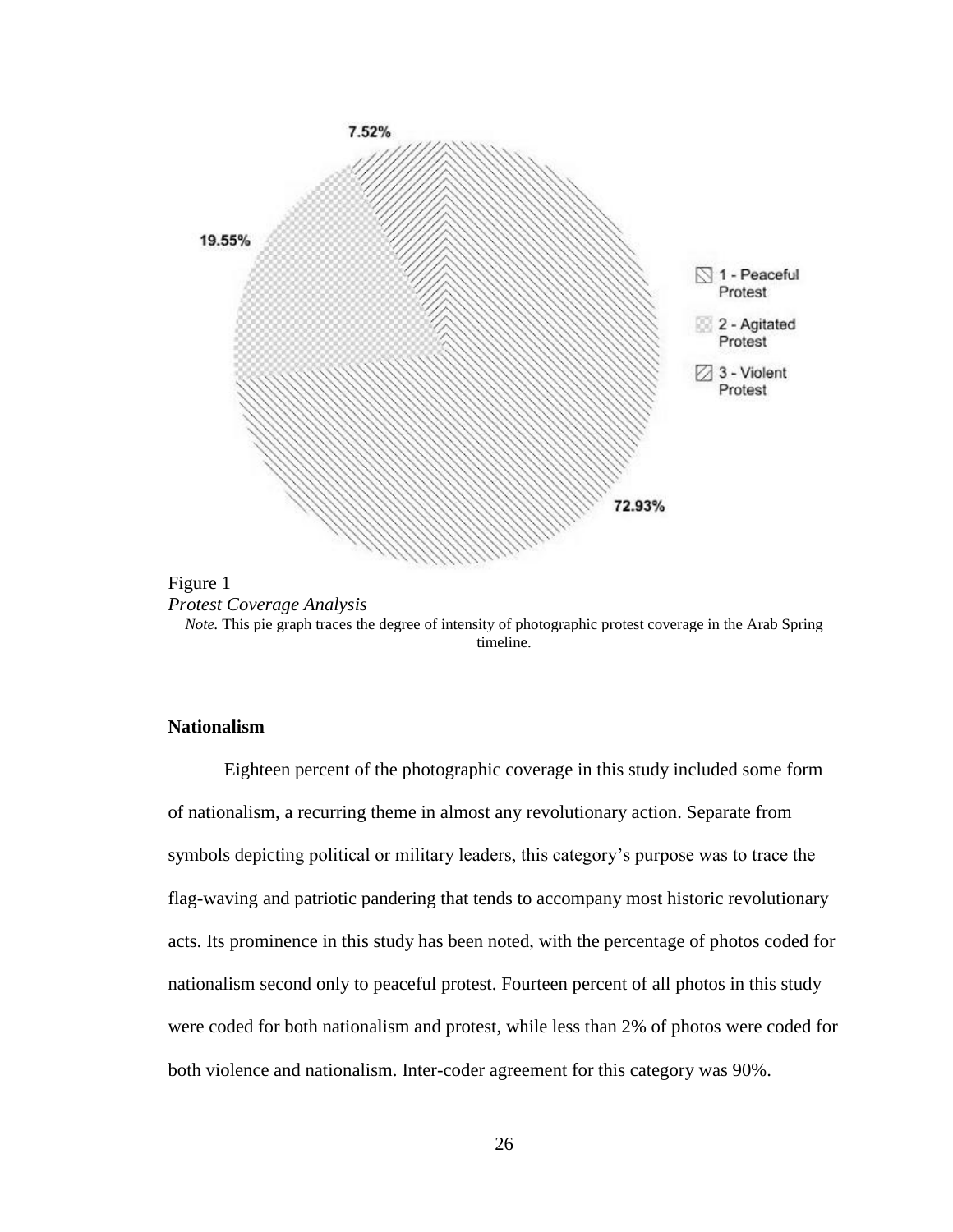Figure 1

*Protest Coverage Analysis*

*Note.* This pie graph traces the degree of intensity of photographic protest coverage in the Arab Spring timeline.

**Nationalism**

Eighteen percent of the photographic coverage in this study included some form of nationalism, a recurring theme in almost any revolutionary action. Separate from symbols depicting political or military leaders, this category's purpose was to trace the flag-waving and patriotic pandering that tends to accompany most historic revolutionary acts. Its prominence in this study has been noted, with the percentage of photos coded for nationalism second only to peaceful protest. Fourteen percent of all photos in this study were coded for both nationalism and protest, while less than 2% of photos were coded for both violence and nationalism. Inter-coder agreement for this category was 90%.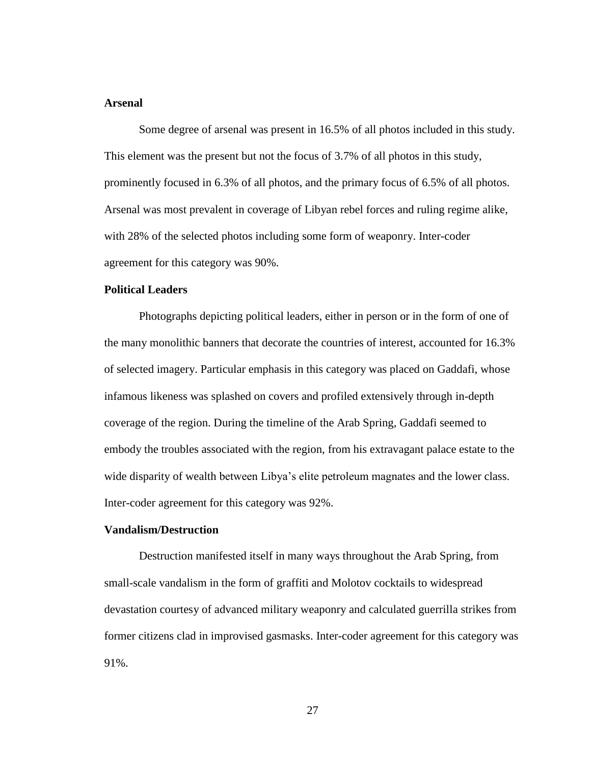**Arsenal**

Some degree of arsenal was present in 16.5% of all photos included in this study. This element was the present but not the focus of 3.7% of all photos in this study, prominently focused in 6.3% of all photos, and the primary focus of 6.5% of all photos. Arsenal was most prevalent in coverage of Libyan rebel forces and ruling regime alike, with 28% of the selected photos including some form of weaponry. Inter-coder agreement for this category was 90%.

**Political Leaders**

Photographs depicting political leaders, either in person or in the form of one of the many monolithic banners that decorate the countries of interest, accounted for 16.3% of selected imagery. Particular emphasis in this category was placed on Gaddafi, whose infamous likeness was splashed on covers and profiled extensively through in-depth coverage of the region. During the timeline of the Arab Spring, Gaddafi seemed to embody the troubles associated with the region, from his extravagant palace estate to the wide disparity of wealth between Libya's elite petroleum magnates and the lower class. Inter-coder agreement for this category was 92%.

**Vandalism/Destruction**

Destruction manifested itself in many ways throughout the Arab Spring, from small-scale vandalism in the form of graffiti and Molotov cocktails to widespread devastation courtesy of advanced military weaponry and calculated guerrilla strikes from former citizens clad in improvised gasmasks. Inter-coder agreement for this category was 91%.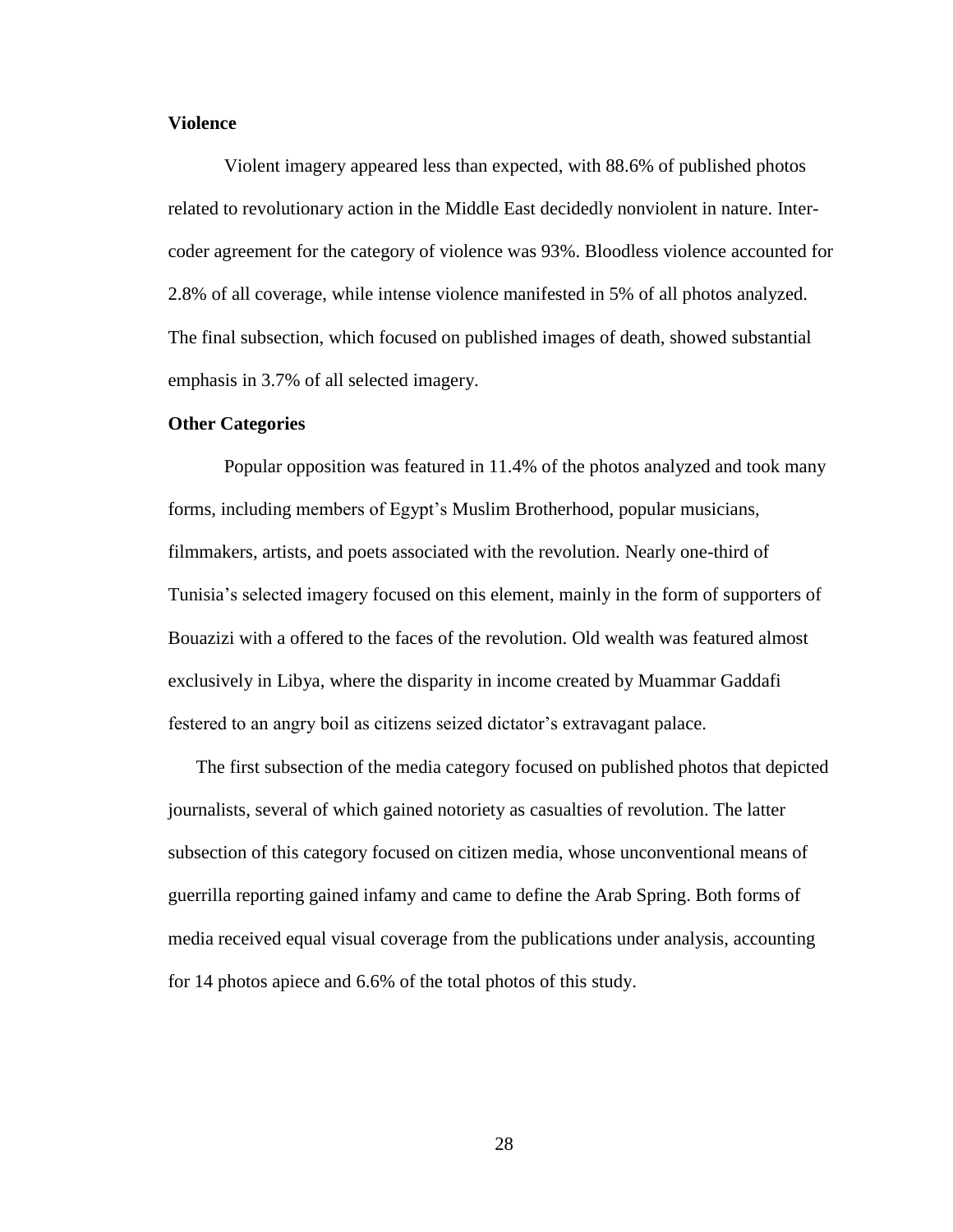### Violence

Violent imagery appeared less than expected, with 88.6% of published photos related to revolutionary action in the Middle East decidedly nonviolent in nature. Inter-coder agreement for the category of violence was 93%. Bloodless violence accounted for 2.8% of all coverage, while intense violence manifested in 5% of all photos analyzed. The final subsection, which focused on published images of death, showed substantial emphasis in 3.7% of all selected imagery.

### Other Categories

Popular opposition was featured in 11.4% of the photos analyzed and took many forms, including members of Egypt's Muslim Brotherhood, popular musicians, filmmakers, artists, and poets associated with the revolution. Nearly one-third of Tunisia's selected imagery focused on this element, mainly in the form of supporters of Bouazizi with a offered to the faces of the revolution. Old wealth was featured almost exclusively in Libya, where the disparity in income created by Muammar Gaddafi festered to an angry boil as citizens seized dictator's extravagant palace.

The first subsection of the media category focused on published photos that depicted journalists, several of which gained notoriety as casualties of revolution. The latter subsection of this category focused on citizen media, whose unconventional means of guerrilla reporting gained infamy and came to define the Arab Spring. Both forms of media received equal visual coverage from the publications under analysis, accounting for 14 photos apiece and 6.6% of the total photos of this study.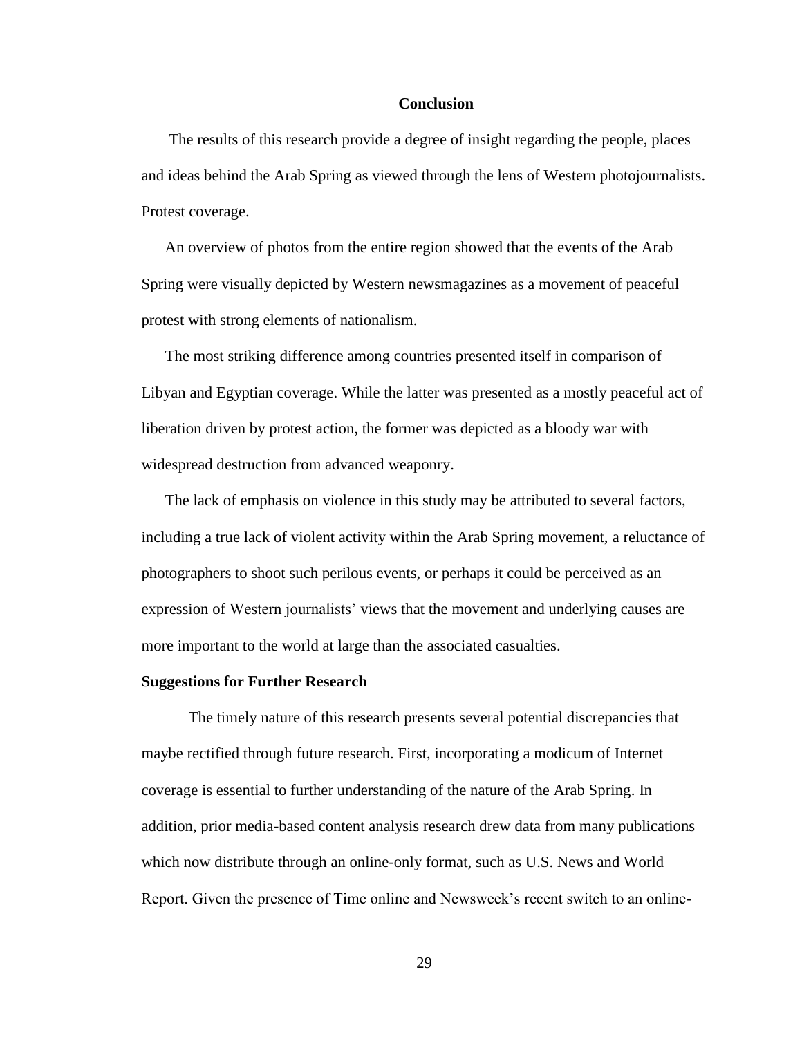# Conclusion

The results of this research provide a degree of insight regarding the people, places and ideas behind the Arab Spring as viewed through the lens of Western photojournalists. Protest coverage.

An overview of photos from the entire region showed that the events of the Arab Spring were visually depicted by Western newsmagazines as a movement of peaceful protest with strong elements of nationalism.

The most striking difference among countries presented itself in comparison of Libyan and Egyptian coverage. While the latter was presented as a mostly peaceful act of liberation driven by protest action, the former was depicted as a bloody war with widespread destruction from advanced weaponry.

The lack of emphasis on violence in this study may be attributed to several factors, including a true lack of violent activity within the Arab Spring movement, a reluctance of photographers to shoot such perilous events, or perhaps it could be perceived as an expression of Western journalists' views that the movement and underlying causes are more important to the world at large than the associated casualties.

## Suggestions for Further Research

The timely nature of this research presents several potential discrepancies that maybe rectified through future research. First, incorporating a modicum of Internet coverage is essential to further understanding of the nature of the Arab Spring. In addition, prior media-based content analysis research drew data from many publications which now distribute through an online-only format, such as U.S. News and World Report. Given the presence of Time online and Newsweek's recent switch to an online-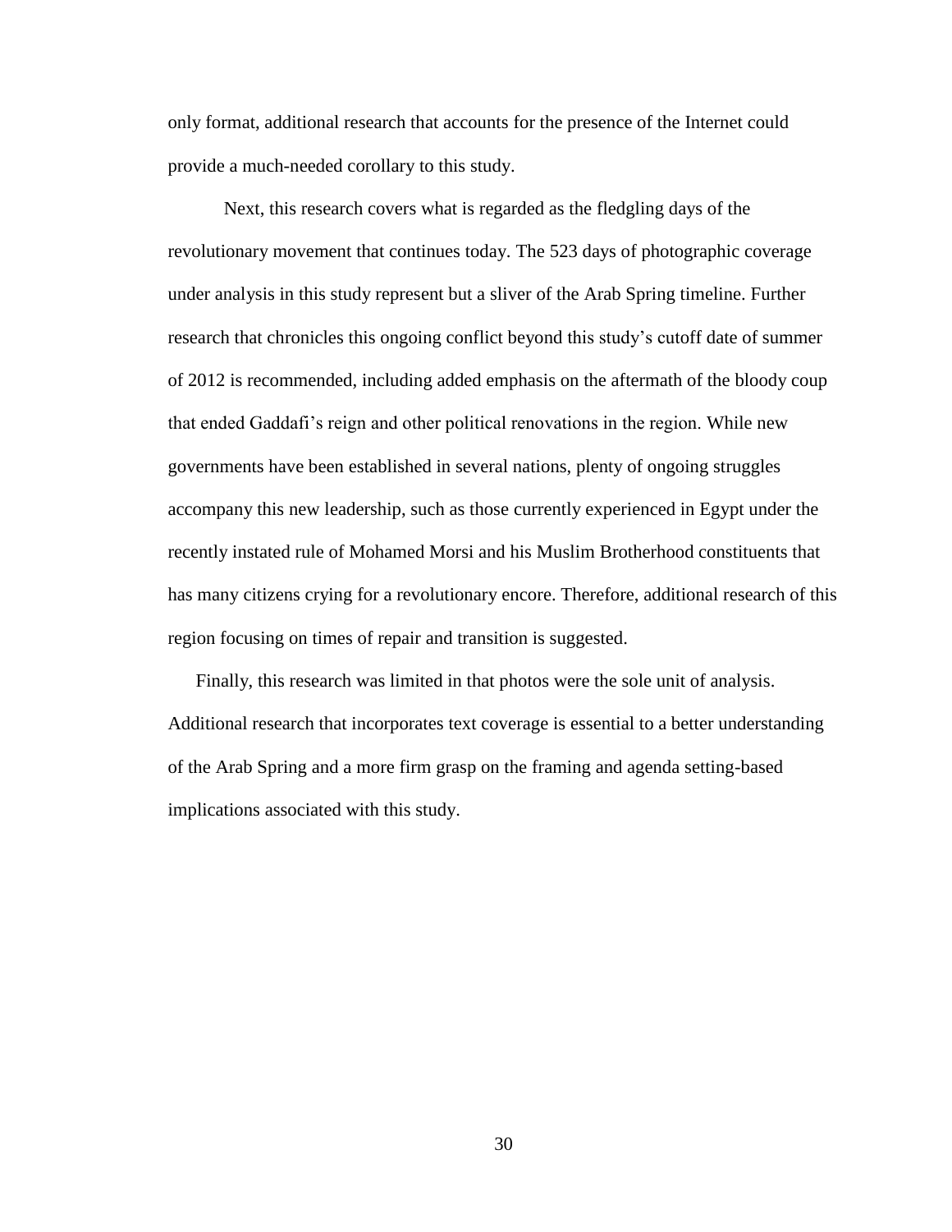only format, additional research that accounts for the presence of the Internet could provide a much-needed corollary to this study.

Next, this research covers what is regarded as the fledgling days of the revolutionary movement that continues today. The 523 days of photographic coverage under analysis in this study represent but a sliver of the Arab Spring timeline. Further research that chronicles this ongoing conflict beyond this study's cutoff date of summer of 2012 is recommended, including added emphasis on the aftermath of the bloody coup that ended Gaddafi's reign and other political renovations in the region. While new governments have been established in several nations, plenty of ongoing struggles accompany this new leadership, such as those currently experienced in Egypt under the recently instated rule of Mohamed Morsi and his Muslim Brotherhood constituents that has many citizens crying for a revolutionary encore. Therefore, additional research of this region focusing on times of repair and transition is suggested.

Finally, this research was limited in that photos were the sole unit of analysis. Additional research that incorporates text coverage is essential to a better understanding of the Arab Spring and a more firm grasp on the framing and agenda setting-based implications associated with this study.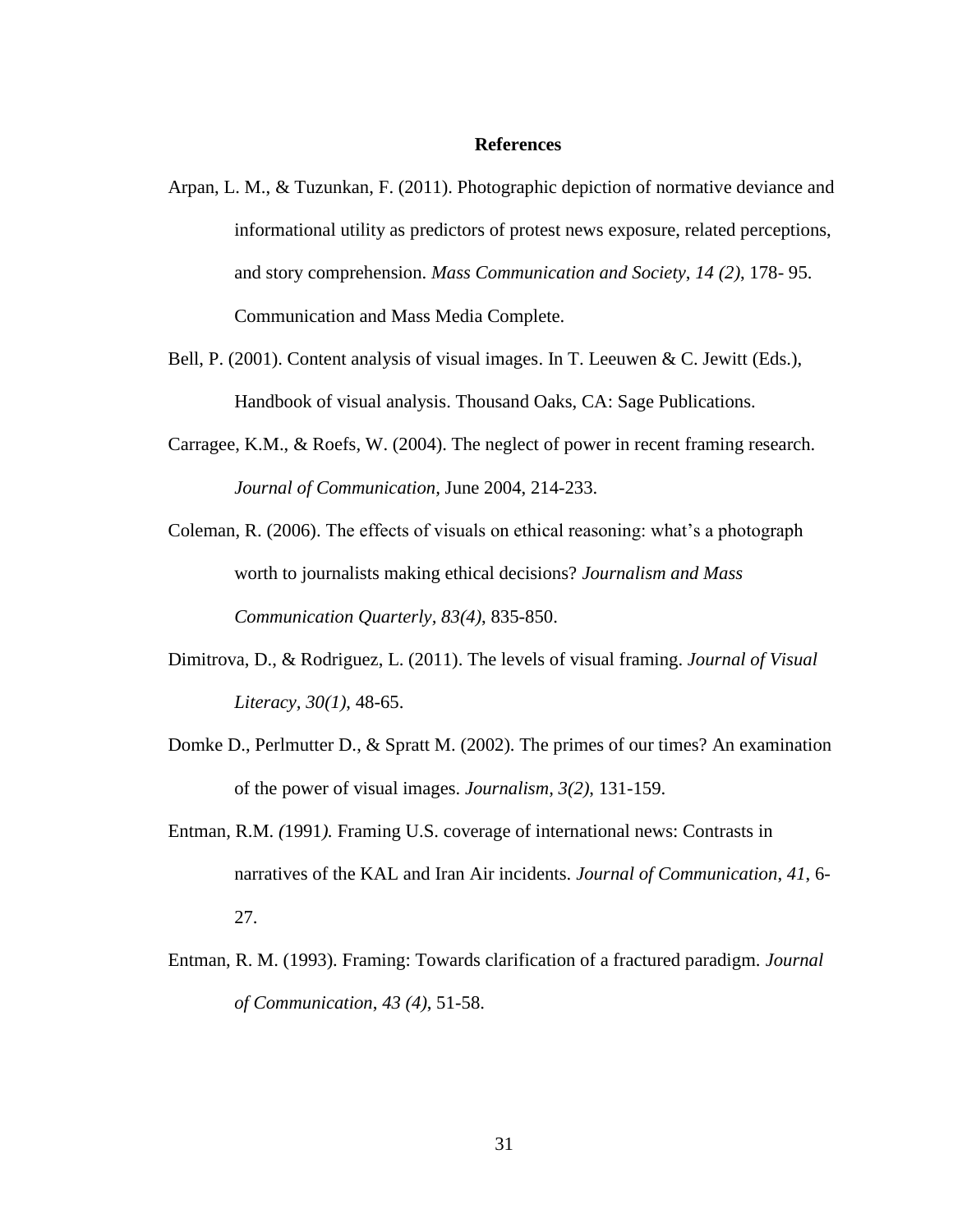# References

Arpan, L. M., & Tuzunkan, F. (2011). Photographic depiction of normative deviance and informational utility as predictors of protest news exposure, related perceptions, and story comprehension. *Mass Communication and Society*, *14 (2)*, 178- 95. Communication and Mass Media Complete.

Bell, P. (2001). Content analysis of visual images. In T. Leeuwen & C. Jewitt (Eds.), Handbook of visual analysis. Thousand Oaks, CA: Sage Publications.

Carragee, K.M., & Roefs, W. (2004). The neglect of power in recent framing research. *Journal of Communication*, June 2004, 214-233.

Coleman, R. (2006). The effects of visuals on ethical reasoning: what's a photograph worth to journalists making ethical decisions? *Journalism and Mass Communication Quarterly, 83(4)*, 835-850.

Dimitrova, D., & Rodriguez, L. (2011). The levels of visual framing. *Journal of Visual Literacy*, *30(1)*, 48-65.

Domke D., Perlmutter D., & Spratt M. (2002). The primes of our times? An examination of the power of visual images. *Journalism*, *3(2)*, 131-159.

Entman, R.M. *(*1991*).* Framing U.S. coverage of international news: Contrasts in narratives of the KAL and Iran Air incidents. *Journal of Communication*, *41*, 6-27.

Entman, R. M. (1993). Framing: Towards clarification of a fractured paradigm. *Journal of Communication*, *43 (4)*, 51-58.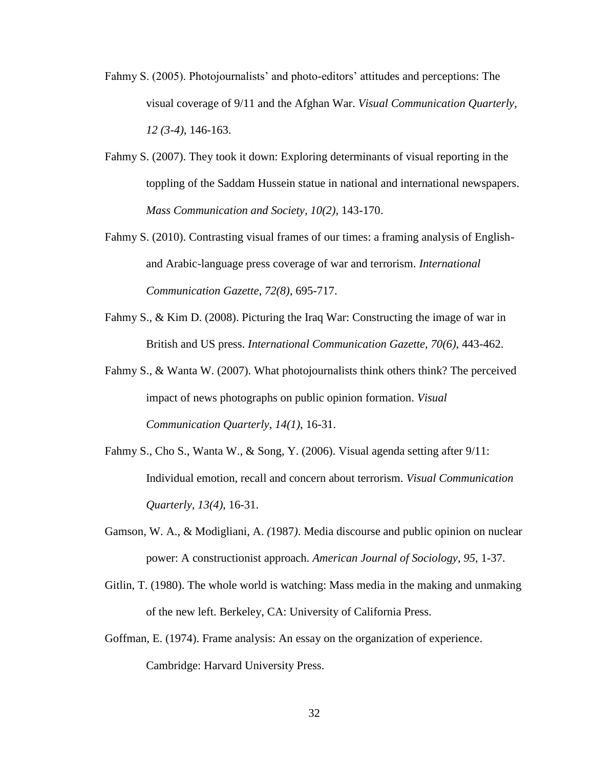Fahmy S. (2005). Photojournalists' and photo-editors' attitudes and perceptions: The visual coverage of 9/11 and the Afghan War. *Visual Communication Quarterly, 12 (3-4)*, 146-163.

Fahmy S. (2007). They took it down: Exploring determinants of visual reporting in the toppling of the Saddam Hussein statue in national and international newspapers. *Mass Communication and Society, 10(2)*, 143-170.

Fahmy S. (2010). Contrasting visual frames of our times: a framing analysis of English- and Arabic-language press coverage of war and terrorism. *International Communication Gazette, 72(8)*, 695-717.

Fahmy S., & Kim D. (2008). Picturing the Iraq War: Constructing the image of war in British and US press. *International Communication Gazette, 70(6)*, 443-462.

Fahmy S., & Wanta W. (2007). What photojournalists think others think? The perceived impact of news photographs on public opinion formation. *Visual Communication Quarterly, 14(1)*, 16-31.

Fahmy S., Cho S., Wanta W., & Song, Y. (2006). Visual agenda setting after 9/11: Individual emotion, recall and concern about terrorism. *Visual Communication Quarterly, 13(4)*, 16-31.

Gamson, W. A., & Modigliani, A. *(*1987*)*. Media discourse and public opinion on nuclear power: A constructionist approach. *American Journal of Sociology*, *95*, 1-37.

Gitlin, T. (1980). The whole world is watching: Mass media in the making and unmaking of the new left. Berkeley, CA: University of California Press.

Goffman, E. (1974). Frame analysis: An essay on the organization of experience. Cambridge: Harvard University Press.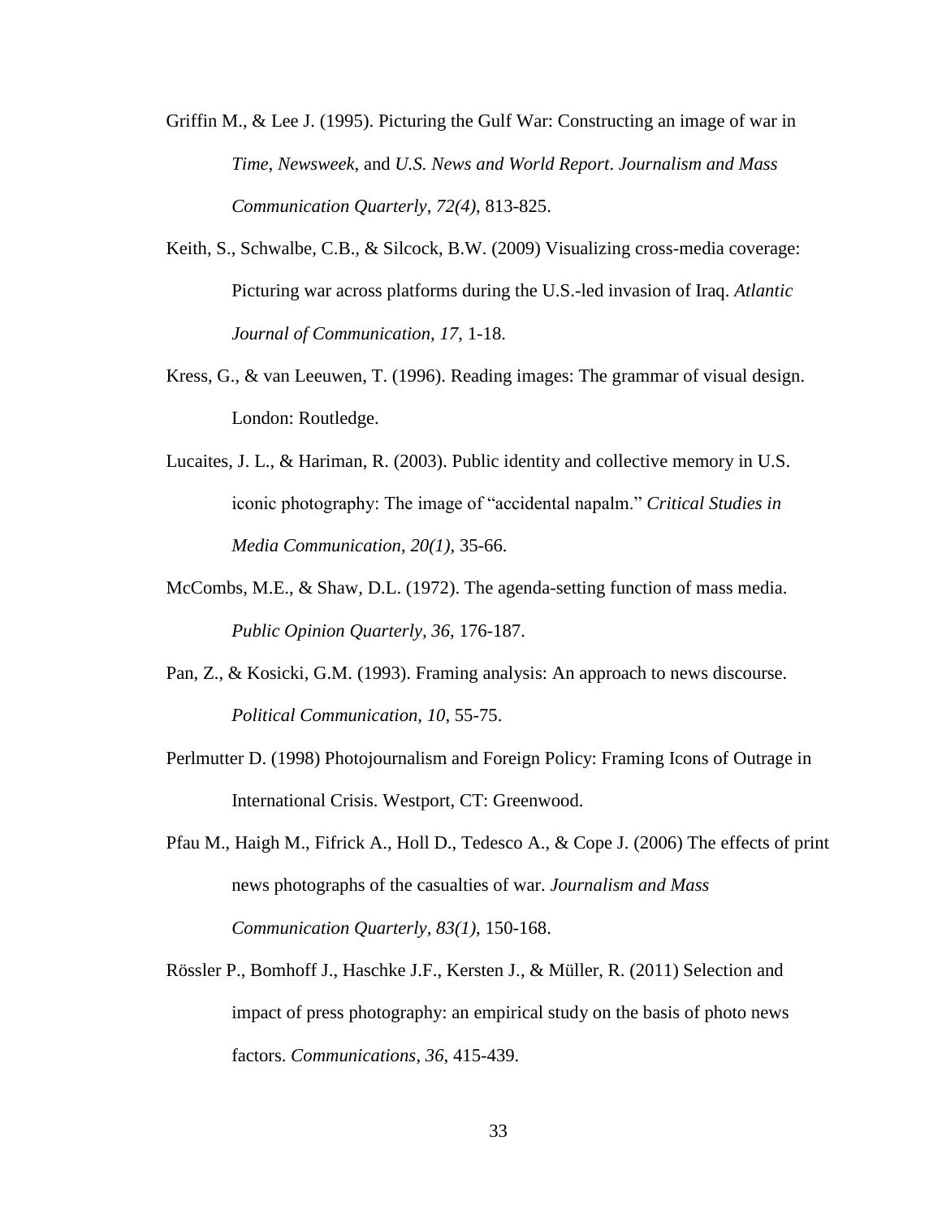Griffin M., & Lee J. (1995). Picturing the Gulf War: Constructing an image of war in *Time*, *Newsweek*, and *U.S. News and World Report*. *Journalism and Mass Communication Quarterly*, *72(4)*, 813-825.

Keith, S., Schwalbe, C.B., & Silcock, B.W. (2009) Visualizing cross-media coverage: Picturing war across platforms during the U.S.-led invasion of Iraq. *Atlantic Journal of Communication, 17*, 1-18.

Kress, G., & van Leeuwen, T. (1996). Reading images: The grammar of visual design. London: Routledge.

Lucaites, J. L., & Hariman, R. (2003). Public identity and collective memory in U.S. iconic photography: The image of "accidental napalm." *Critical Studies in Media Communication*, *20(1),* 35-66.

McCombs, M.E., & Shaw, D.L. (1972). The agenda-setting function of mass media. *Public Opinion Quarterly, 36*, 176-187.

Pan, Z., & Kosicki, G.M. (1993). Framing analysis: An approach to news discourse. *Political Communication, 10*, 55-75.

Perlmutter D. (1998) Photojournalism and Foreign Policy: Framing Icons of Outrage in International Crisis. Westport, CT: Greenwood.

Pfau M., Haigh M., Fifrick A., Holl D., Tedesco A., & Cope J. (2006) The effects of print news photographs of the casualties of war. *Journalism and Mass Communication Quarterly, 83(1)*, 150-168.

Rössler P., Bomhoff J., Haschke J.F., Kersten J., & Müller, R. (2011) Selection and impact of press photography: an empirical study on the basis of photo news factors. *Communications, 36*, 415-439.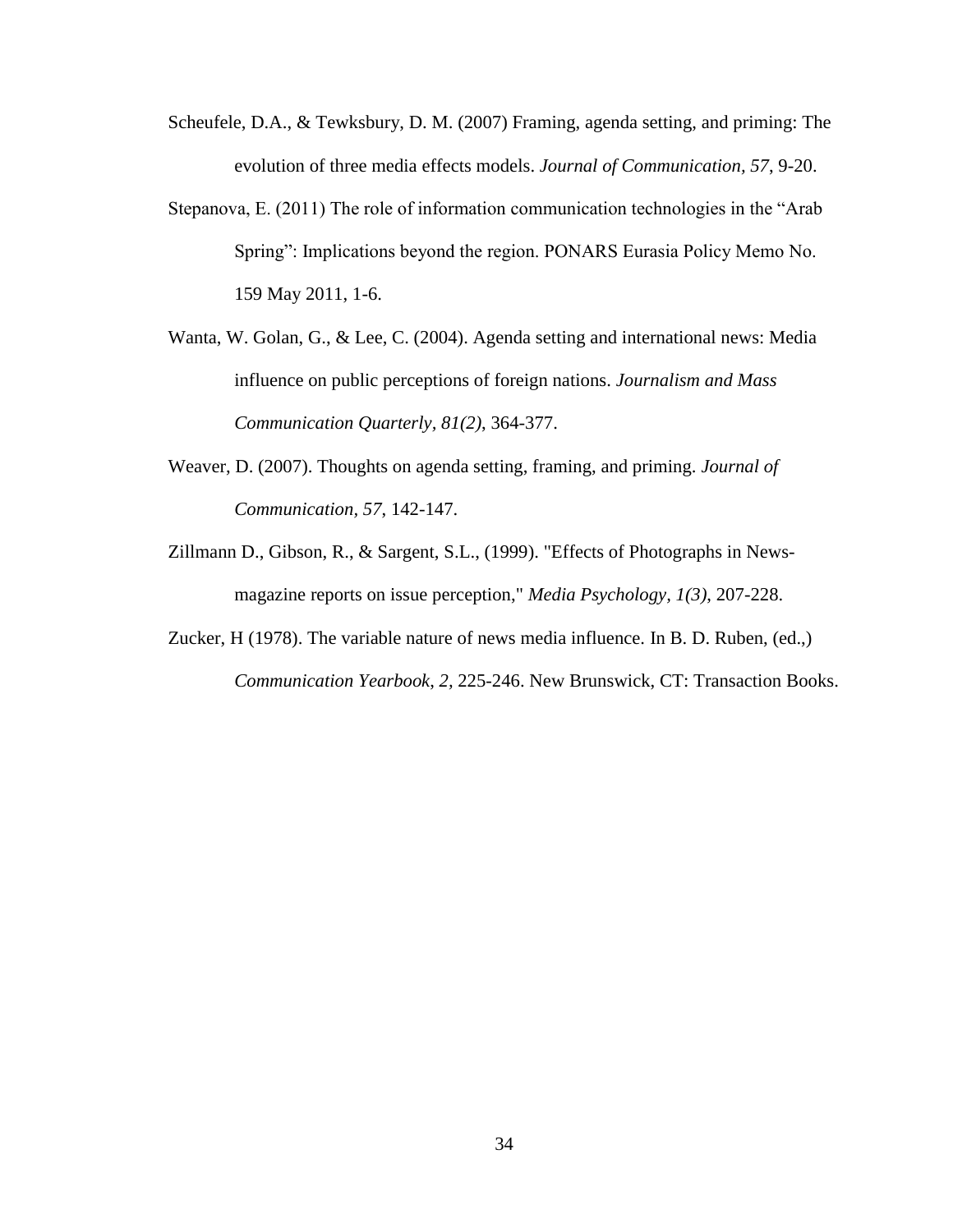Scheufele, D.A., & Tewksbury, D. M. (2007) Framing, agenda setting, and priming: The evolution of three media effects models. *Journal of Communication, 57*, 9-20.

Stepanova, E. (2011) The role of information communication technologies in the "Arab Spring": Implications beyond the region. PONARS Eurasia Policy Memo No. 159 May 2011, 1-6.

Wanta, W. Golan, G., & Lee, C. (2004). Agenda setting and international news: Media influence on public perceptions of foreign nations. *Journalism and Mass Communication Quarterly, 81(2)*, 364-377.

Weaver, D. (2007). Thoughts on agenda setting, framing, and priming. *Journal of Communication, 57*, 142-147.

Zillmann D., Gibson, R., & Sargent, S.L., (1999). "Effects of Photographs in News-magazine reports on issue perception," *Media Psychology, 1(3)*, 207-228.

Zucker, H (1978). The variable nature of news media influence. In B. D. Ruben, (ed.,) *Communication Yearbook*, *2*, 225-246. New Brunswick, CT: Transaction Books.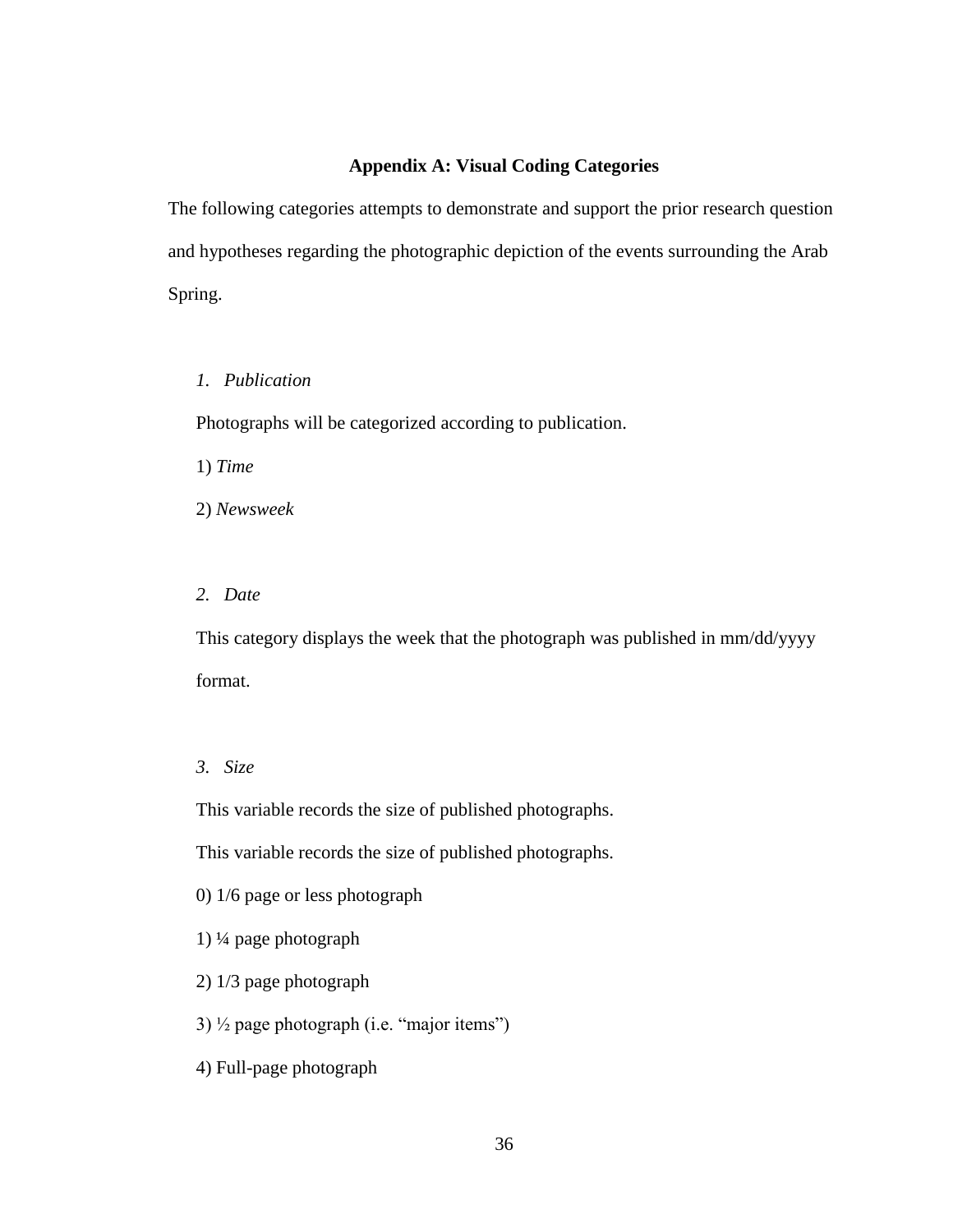## Appendix A: Visual Coding Categories

The following categories attempts to demonstrate and support the prior research question and hypotheses regarding the photographic depiction of the events surrounding the Arab Spring.

*1. Publication*

Photographs will be categorized according to publication.

1) *Time*

2) *Newsweek*

*2. Date*

This category displays the week that the photograph was published in mm/dd/yyyy format.

*3. Size*

This variable records the size of published photographs.

This variable records the size of published photographs.

0) 1/6 page or less photograph

1) ¼ page photograph

2) 1/3 page photograph

3) ½ page photograph (i.e. "major items")

4) Full-page photograph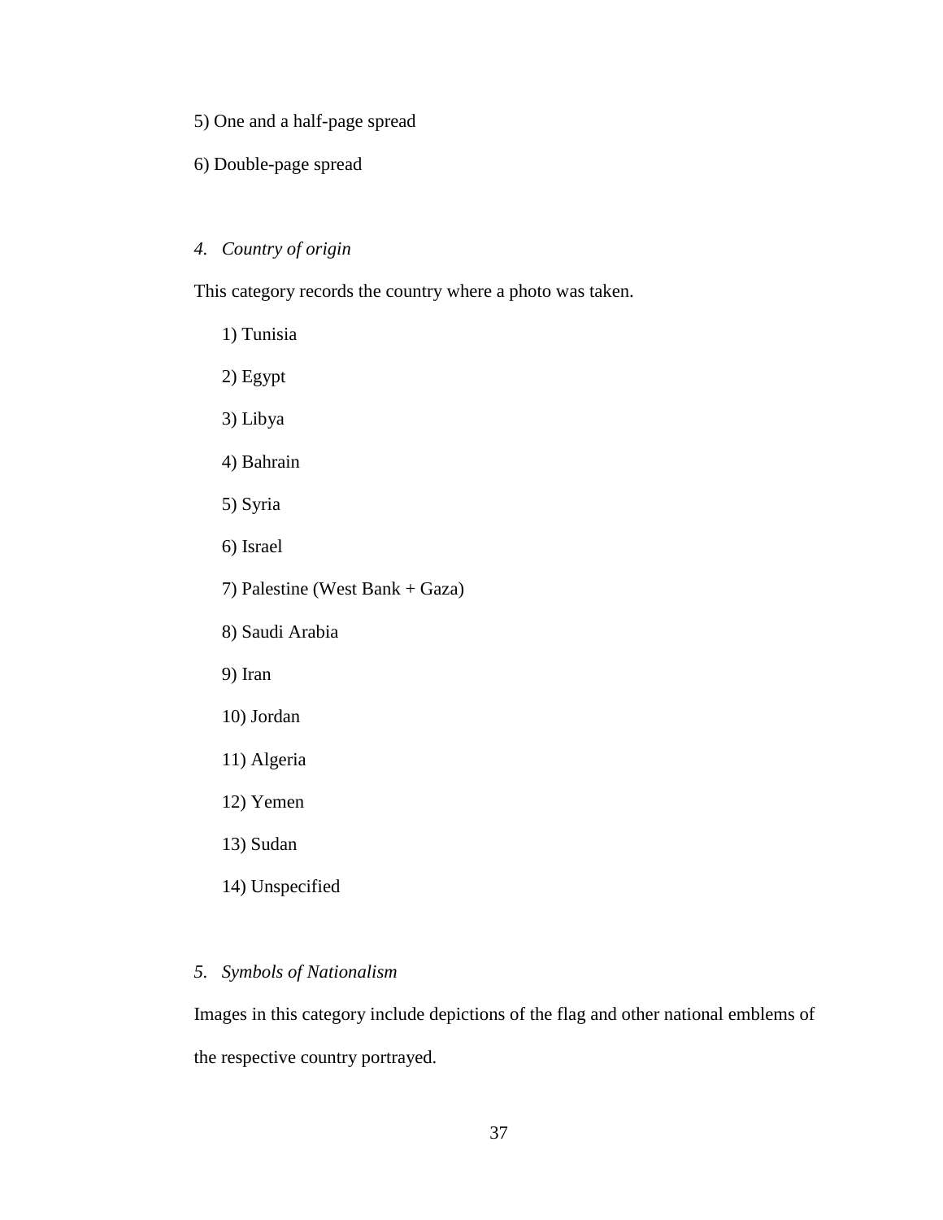5) One and a half-page spread

6) Double-page spread

*4. Country of origin*

This category records the country where a photo was taken.

1) Tunisia

2) Egypt

3) Libya

4) Bahrain

5) Syria

6) Israel

7) Palestine (West Bank + Gaza)

8) Saudi Arabia

9) Iran

10) Jordan

11) Algeria

12) Yemen

13) Sudan

14) Unspecified

*5. Symbols of Nationalism*

Images in this category include depictions of the flag and other national emblems of the respective country portrayed.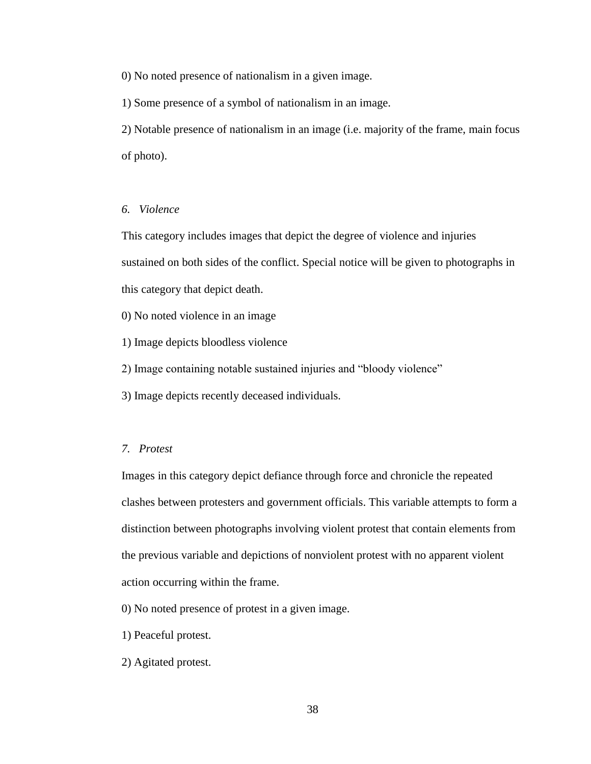0) No noted presence of nationalism in a given image.

1) Some presence of a symbol of nationalism in an image.

2) Notable presence of nationalism in an image (i.e. majority of the frame, main focus of photo).

*6. Violence*

This category includes images that depict the degree of violence and injuries sustained on both sides of the conflict. Special notice will be given to photographs in this category that depict death.

0) No noted violence in an image

1) Image depicts bloodless violence

2) Image containing notable sustained injuries and "bloody violence"

3) Image depicts recently deceased individuals.

*7. Protest*

Images in this category depict defiance through force and chronicle the repeated clashes between protesters and government officials. This variable attempts to form a distinction between photographs involving violent protest that contain elements from the previous variable and depictions of nonviolent protest with no apparent violent action occurring within the frame.

0) No noted presence of protest in a given image.

1) Peaceful protest.

2) Agitated protest.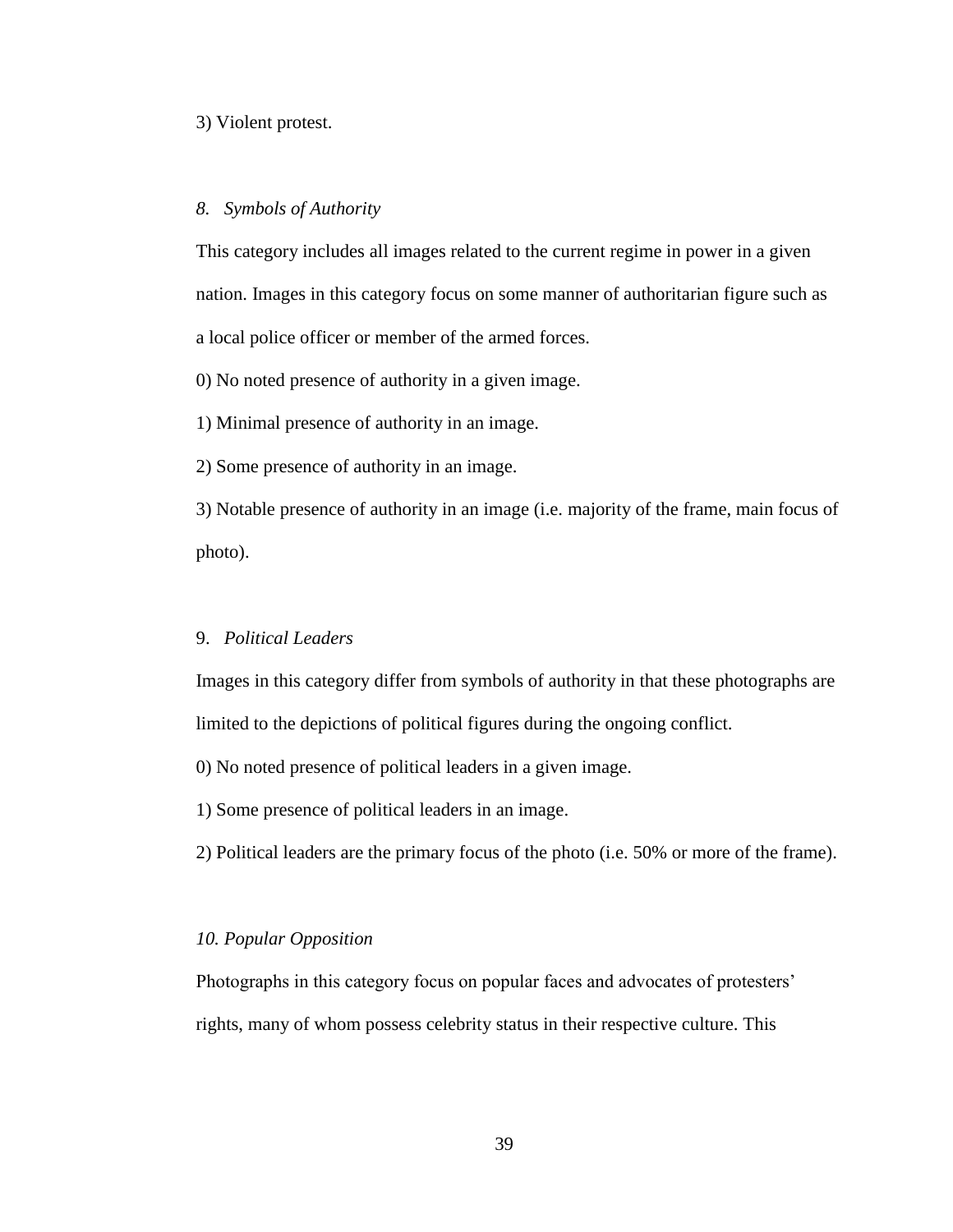3) Violent protest.

*8. Symbols of Authority*

This category includes all images related to the current regime in power in a given nation. Images in this category focus on some manner of authoritarian figure such as a local police officer or member of the armed forces.

0) No noted presence of authority in a given image.

1) Minimal presence of authority in an image.

2) Some presence of authority in an image.

3) Notable presence of authority in an image (i.e. majority of the frame, main focus of photo).

9. *Political Leaders*

Images in this category differ from symbols of authority in that these photographs are limited to the depictions of political figures during the ongoing conflict.

0) No noted presence of political leaders in a given image.

1) Some presence of political leaders in an image.

2) Political leaders are the primary focus of the photo (i.e. 50% or more of the frame).

*10. Popular Opposition*

Photographs in this category focus on popular faces and advocates of protesters' rights, many of whom possess celebrity status in their respective culture. This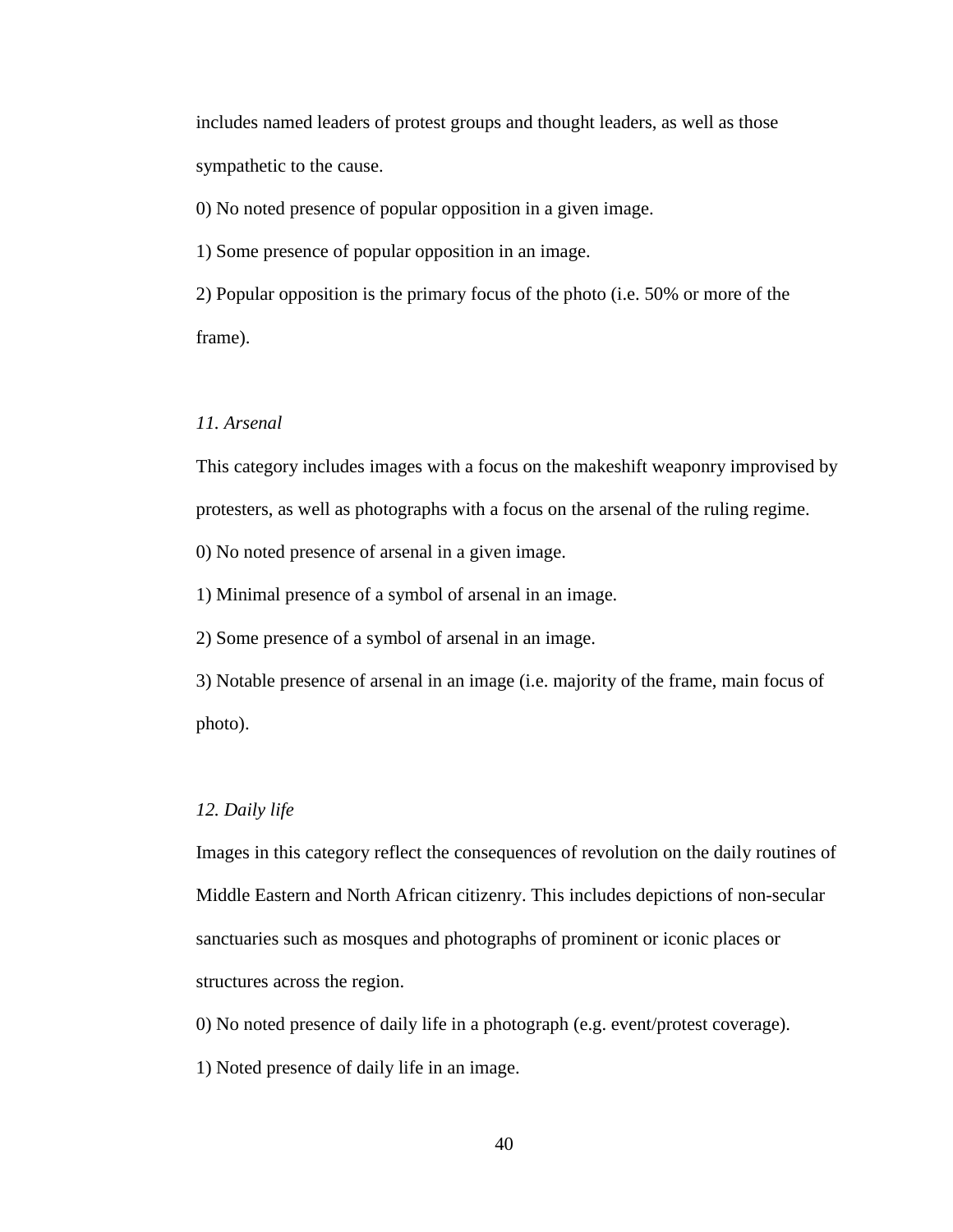includes named leaders of protest groups and thought leaders, as well as those sympathetic to the cause.

0) No noted presence of popular opposition in a given image.

1) Some presence of popular opposition in an image.

2) Popular opposition is the primary focus of the photo (i.e. 50% or more of the frame).

*11. Arsenal*

This category includes images with a focus on the makeshift weaponry improvised by protesters, as well as photographs with a focus on the arsenal of the ruling regime.

0) No noted presence of arsenal in a given image.

1) Minimal presence of a symbol of arsenal in an image.

2) Some presence of a symbol of arsenal in an image.

3) Notable presence of arsenal in an image (i.e. majority of the frame, main focus of photo).

*12. Daily life*

Images in this category reflect the consequences of revolution on the daily routines of Middle Eastern and North African citizenry. This includes depictions of non-secular sanctuaries such as mosques and photographs of prominent or iconic places or structures across the region.

0) No noted presence of daily life in a photograph (e.g. event/protest coverage).

1) Noted presence of daily life in an image.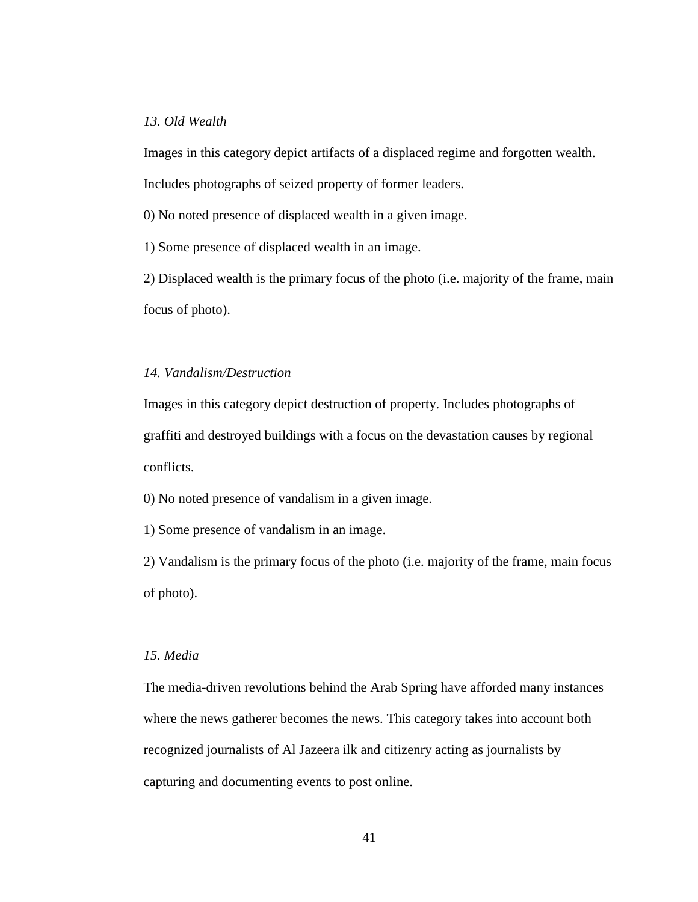*13. Old Wealth*

Images in this category depict artifacts of a displaced regime and forgotten wealth. Includes photographs of seized property of former leaders.

0) No noted presence of displaced wealth in a given image.

1) Some presence of displaced wealth in an image.

2) Displaced wealth is the primary focus of the photo (i.e. majority of the frame, main focus of photo).

*14. Vandalism/Destruction*

Images in this category depict destruction of property. Includes photographs of graffiti and destroyed buildings with a focus on the devastation causes by regional conflicts.

0) No noted presence of vandalism in a given image.

1) Some presence of vandalism in an image.

2) Vandalism is the primary focus of the photo (i.e. majority of the frame, main focus of photo).

*15. Media*

The media-driven revolutions behind the Arab Spring have afforded many instances where the news gatherer becomes the news. This category takes into account both recognized journalists of Al Jazeera ilk and citizenry acting as journalists by capturing and documenting events to post online.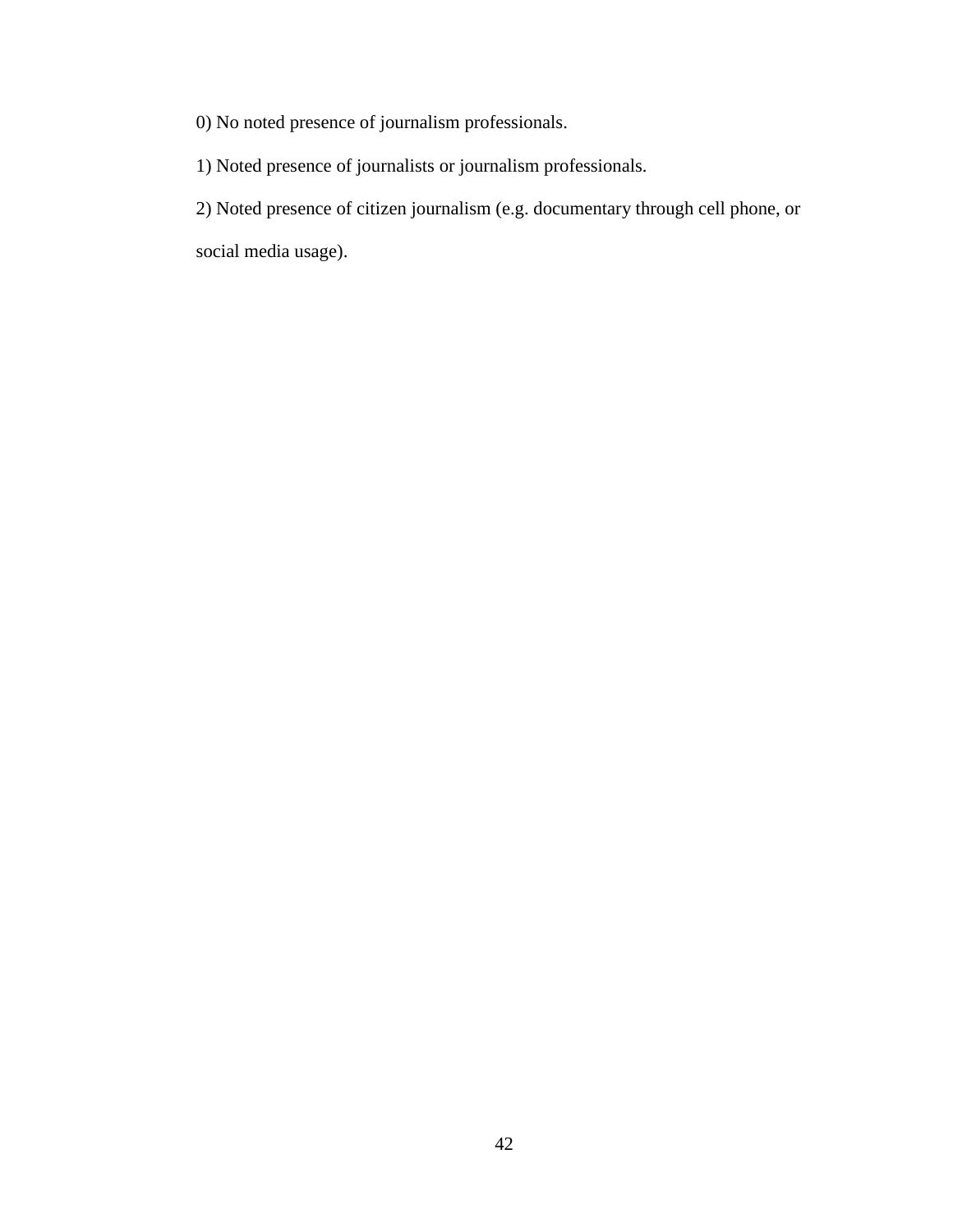0) No noted presence of journalism professionals.

1) Noted presence of journalists or journalism professionals.

2) Noted presence of citizen journalism (e.g. documentary through cell phone, or social media usage).